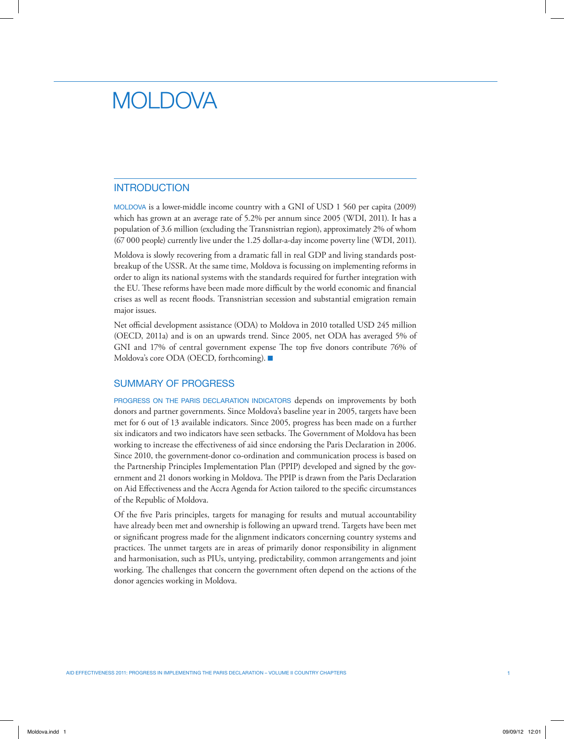# MOLDOVA

## INTRODUCTION

MOLDOVA is a lower-middle income country with a GNI of USD 1 560 per capita (2009) which has grown at an average rate of 5.2% per annum since 2005 (WDI, 2011). It has a population of 3.6 million (excluding the Transnistrian region), approximately 2% of whom (67 000 people) currently live under the 1.25 dollar-a-day income poverty line (WDI, 2011).

Moldova is slowly recovering from a dramatic fall in real GDP and living standards post-breakup of the USSR. At the same time, Moldova is focussing on implementing reforms in order to align its national systems with the standards required for further integration with the EU. These reforms have been made more difficult by the world economic and financial crises as well as recent floods. Transnistrian secession and substantial emigration remain major issues.

Net official development assistance (ODA) to Moldova in 2010 totalled USD 245 million (OECD, 2011a) and is on an upwards trend. Since 2005, net ODA has averaged 5% of GNI and 17% of central government expense The top five donors contribute 76% of Moldova's core ODA (OECD, forthcoming). ■

## SUMMARY OF PROGRESS

PROGRESS ON THE PARIS DECLARATION INDICATORS depends on improvements by both donors and partner governments. Since Moldova's baseline year in 2005, targets have been met for 6 out of 13 available indicators. Since 2005, progress has been made on a further six indicators and two indicators have seen setbacks. The Government of Moldova has been working to increase the effectiveness of aid since endorsing the Paris Declaration in 2006. Since 2010, the government-donor co-ordination and communication process is based on the Partnership Principles Implementation Plan (PPIP) developed and signed by the government and 21 donors working in Moldova. The PPIP is drawn from the Paris Declaration on Aid Effectiveness and the Accra Agenda for Action tailored to the specific circumstances of the Republic of Moldova.

Of the five Paris principles, targets for managing for results and mutual accountability have already been met and ownership is following an upward trend. Targets have been met or significant progress made for the alignment indicators concerning country systems and practices. The unmet targets are in areas of primarily donor responsibility in alignment and harmonisation, such as PIUs, untying, predictability, common arrangements and joint working. The challenges that concern the government often depend on the actions of the donor agencies working in Moldova.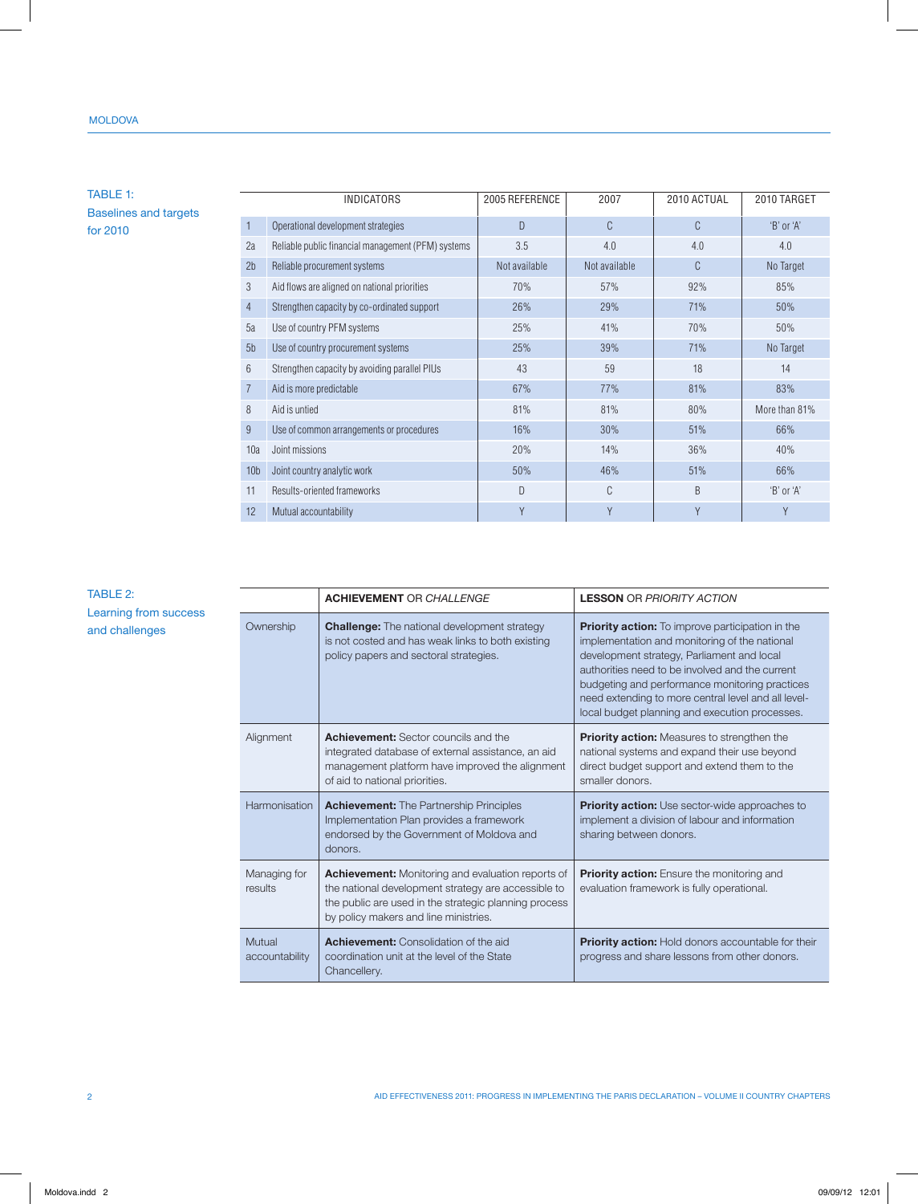TABLE 1: Baselines and targets for 2010

| | INDICATORS | 2005 REFERENCE | 2007 | 2010 ACTUAL | 2010 TARGET |
|---|---|---|---|---|---|
| 1 | Operational development strategies | D | C | C | 'B' or 'A' |
| 2a | Reliable public financial management (PFM) systems | 3.5 | 4.0 | 4.0 | 4.0 |
| 2b | Reliable procurement systems | Not available | Not available | C | No Target |
| 3 | Aid flows are aligned on national priorities | 70% | 57% | 92% | 85% |
| 4 | Strengthen capacity by co-ordinated support | 26% | 29% | 71% | 50% |
| 5a | Use of country PFM systems | 25% | 41% | 70% | 50% |
| 5b | Use of country procurement systems | 25% | 39% | 71% | No Target |
| 6 | Strengthen capacity by avoiding parallel PIUs | 43 | 59 | 18 | 14 |
| 7 | Aid is more predictable | 67% | 77% | 81% | 83% |
| 8 | Aid is untied | 81% | 81% | 80% | More than 81% |
| 9 | Use of common arrangements or procedures | 16% | 30% | 51% | 66% |
| 10a | Joint missions | 20% | 14% | 36% | 40% |
| 10b | Joint country analytic work | 50% | 46% | 51% | 66% |
| 11 | Results-oriented frameworks | D | C | B | 'B' or 'A' |
| 12 | Mutual accountability | Y | Y | Y | Y |

TABLE 2: Learning from success and challenges

| | **ACHIEVEMENT** OR *CHALLENGE* | **LESSON** OR *PRIORITY ACTION* |
|---|---|---|
| Ownership | **Challenge:** The national development strategy is not costed and has weak links to both existing policy papers and sectoral strategies. | **Priority action:** To improve participation in the implementation and monitoring of the national development strategy, Parliament and local authorities need to be involved and the current budgeting and performance monitoring practices need extending to more central level and all level-local budget planning and execution processes. |
| Alignment | **Achievement:** Sector councils and the integrated database of external assistance, an aid management platform have improved the alignment of aid to national priorities. | **Priority action:** Measures to strengthen the national systems and expand their use beyond direct budget support and extend them to the smaller donors. |
| Harmonisation | **Achievement:** The Partnership Principles Implementation Plan provides a framework endorsed by the Government of Moldova and donors. | **Priority action:** Use sector-wide approaches to implement a division of labour and information sharing between donors. |
| Managing for results | **Achievement:** Monitoring and evaluation reports of the national development strategy are accessible to the public are used in the strategic planning process by policy makers and line ministries. | **Priority action:** Ensure the monitoring and evaluation framework is fully operational. |
| Mutual accountability | **Achievement:** Consolidation of the aid coordination unit at the level of the State Chancellery. | **Priority action:** Hold donors accountable for their progress and share lessons from other donors. |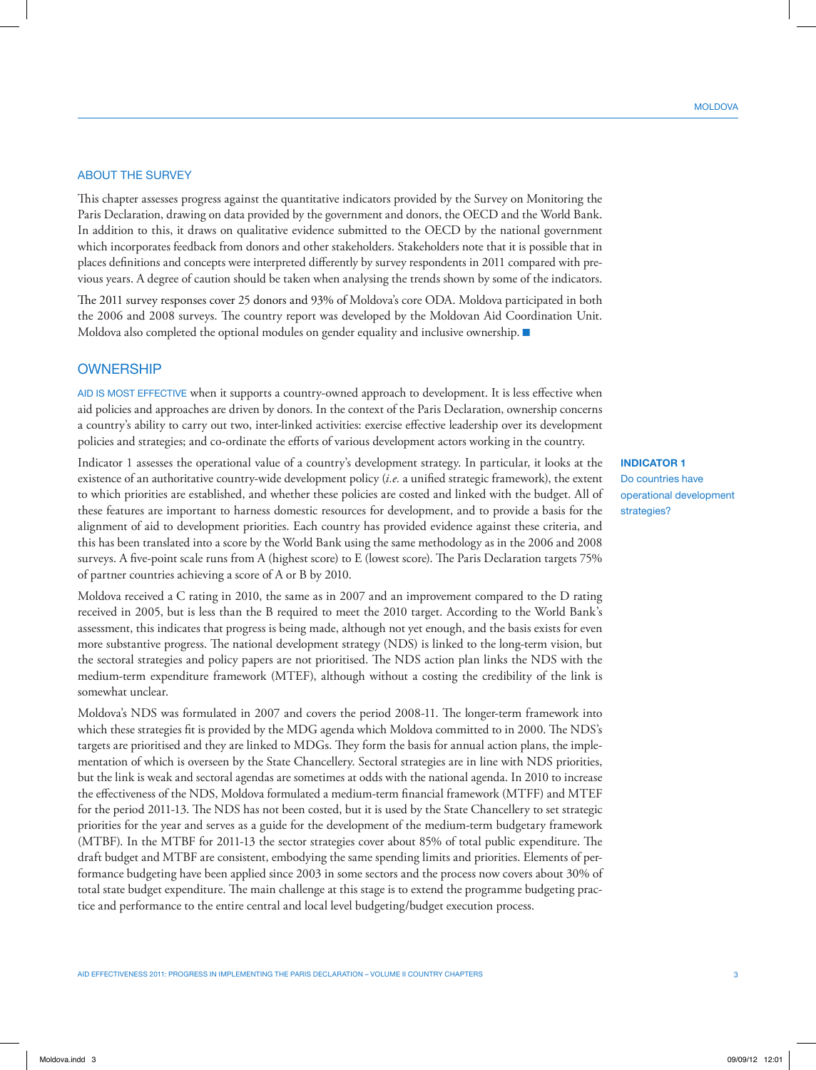## ABOUT THE SURVEY

This chapter assesses progress against the quantitative indicators provided by the Survey on Monitoring the Paris Declaration, drawing on data provided by the government and donors, the OECD and the World Bank. In addition to this, it draws on qualitative evidence submitted to the OECD by the national government which incorporates feedback from donors and other stakeholders. Stakeholders note that it is possible that in places definitions and concepts were interpreted differently by survey respondents in 2011 compared with previous years. A degree of caution should be taken when analysing the trends shown by some of the indicators.

The 2011 survey responses cover 25 donors and 93% of Moldova's core ODA. Moldova participated in both the 2006 and 2008 surveys. The country report was developed by the Moldovan Aid Coordination Unit. Moldova also completed the optional modules on gender equality and inclusive ownership. ■

## OWNERSHIP

AID IS MOST EFFECTIVE when it supports a country-owned approach to development. It is less effective when aid policies and approaches are driven by donors. In the context of the Paris Declaration, ownership concerns a country's ability to carry out two, inter-linked activities: exercise effective leadership over its development policies and strategies; and co-ordinate the efforts of various development actors working in the country.

**INDICATOR 1**
Do countries have operational development strategies?

Indicator 1 assesses the operational value of a country's development strategy. In particular, it looks at the existence of an authoritative country-wide development policy (*i.e.* a unified strategic framework), the extent to which priorities are established, and whether these policies are costed and linked with the budget. All of these features are important to harness domestic resources for development, and to provide a basis for the alignment of aid to development priorities. Each country has provided evidence against these criteria, and this has been translated into a score by the World Bank using the same methodology as in the 2006 and 2008 surveys. A five-point scale runs from A (highest score) to E (lowest score). The Paris Declaration targets 75% of partner countries achieving a score of A or B by 2010.

Moldova received a C rating in 2010, the same as in 2007 and an improvement compared to the D rating received in 2005, but is less than the B required to meet the 2010 target. According to the World Bank's assessment, this indicates that progress is being made, although not yet enough, and the basis exists for even more substantive progress. The national development strategy (NDS) is linked to the long-term vision, but the sectoral strategies and policy papers are not prioritised. The NDS action plan links the NDS with the medium-term expenditure framework (MTEF), although without a costing the credibility of the link is somewhat unclear.

Moldova's NDS was formulated in 2007 and covers the period 2008-11. The longer-term framework into which these strategies fit is provided by the MDG agenda which Moldova committed to in 2000. The NDS's targets are prioritised and they are linked to MDGs. They form the basis for annual action plans, the implementation of which is overseen by the State Chancellery. Sectoral strategies are in line with NDS priorities, but the link is weak and sectoral agendas are sometimes at odds with the national agenda. In 2010 to increase the effectiveness of the NDS, Moldova formulated a medium-term financial framework (MTFF) and MTEF for the period 2011-13. The NDS has not been costed, but it is used by the State Chancellery to set strategic priorities for the year and serves as a guide for the development of the medium-term budgetary framework (MTBF). In the MTBF for 2011-13 the sector strategies cover about 85% of total public expenditure. The draft budget and MTBF are consistent, embodying the same spending limits and priorities. Elements of performance budgeting have been applied since 2003 in some sectors and the process now covers about 30% of total state budget expenditure. The main challenge at this stage is to extend the programme budgeting practice and performance to the entire central and local level budgeting/budget execution process.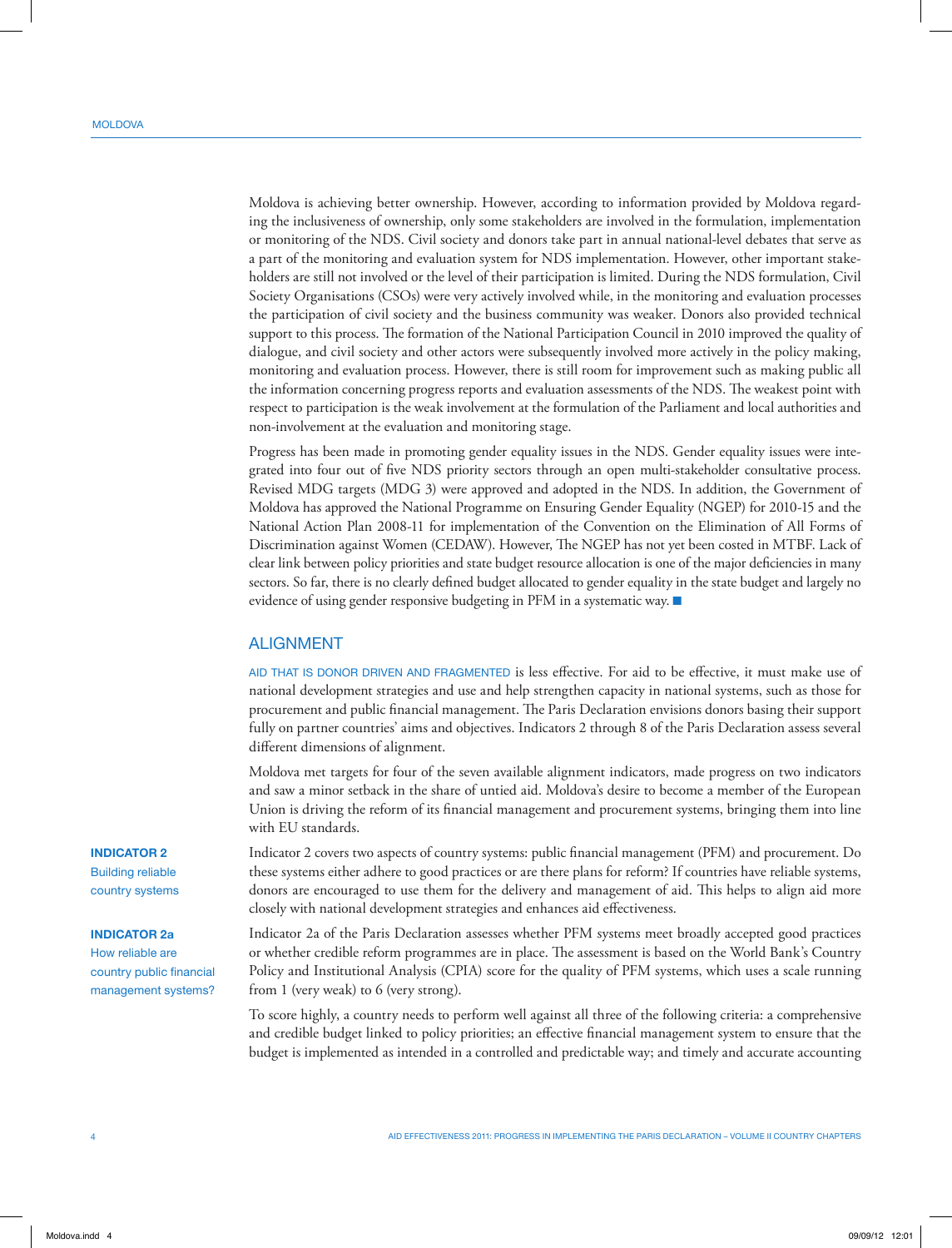Moldova is achieving better ownership. However, according to information provided by Moldova regarding the inclusiveness of ownership, only some stakeholders are involved in the formulation, implementation or monitoring of the NDS. Civil society and donors take part in annual national-level debates that serve as a part of the monitoring and evaluation system for NDS implementation. However, other important stakeholders are still not involved or the level of their participation is limited. During the NDS formulation, Civil Society Organisations (CSOs) were very actively involved while, in the monitoring and evaluation processes the participation of civil society and the business community was weaker. Donors also provided technical support to this process. The formation of the National Participation Council in 2010 improved the quality of dialogue, and civil society and other actors were subsequently involved more actively in the policy making, monitoring and evaluation process. However, there is still room for improvement such as making public all the information concerning progress reports and evaluation assessments of the NDS. The weakest point with respect to participation is the weak involvement at the formulation of the Parliament and local authorities and non-involvement at the evaluation and monitoring stage.

Progress has been made in promoting gender equality issues in the NDS. Gender equality issues were integrated into four out of five NDS priority sectors through an open multi-stakeholder consultative process. Revised MDG targets (MDG 3) were approved and adopted in the NDS. In addition, the Government of Moldova has approved the National Programme on Ensuring Gender Equality (NGEP) for 2010-15 and the National Action Plan 2008-11 for implementation of the Convention on the Elimination of All Forms of Discrimination against Women (CEDAW). However, The NGEP has not yet been costed in MTBF. Lack of clear link between policy priorities and state budget resource allocation is one of the major deficiencies in many sectors. So far, there is no clearly defined budget allocated to gender equality in the state budget and largely no evidence of using gender responsive budgeting in PFM in a systematic way. ■

## ALIGNMENT

AID THAT IS DONOR DRIVEN AND FRAGMENTED is less effective. For aid to be effective, it must make use of national development strategies and use and help strengthen capacity in national systems, such as those for procurement and public financial management. The Paris Declaration envisions donors basing their support fully on partner countries' aims and objectives. Indicators 2 through 8 of the Paris Declaration assess several different dimensions of alignment.

Moldova met targets for four of the seven available alignment indicators, made progress on two indicators and saw a minor setback in the share of untied aid. Moldova's desire to become a member of the European Union is driving the reform of its financial management and procurement systems, bringing them into line with EU standards.

**INDICATOR 2**
Building reliable country systems

Indicator 2 covers two aspects of country systems: public financial management (PFM) and procurement. Do these systems either adhere to good practices or are there plans for reform? If countries have reliable systems, donors are encouraged to use them for the delivery and management of aid. This helps to align aid more closely with national development strategies and enhances aid effectiveness.

**INDICATOR 2a**
How reliable are country public financial management systems?

Indicator 2a of the Paris Declaration assesses whether PFM systems meet broadly accepted good practices or whether credible reform programmes are in place. The assessment is based on the World Bank's Country Policy and Institutional Analysis (CPIA) score for the quality of PFM systems, which uses a scale running from 1 (very weak) to 6 (very strong).

To score highly, a country needs to perform well against all three of the following criteria: a comprehensive and credible budget linked to policy priorities; an effective financial management system to ensure that the budget is implemented as intended in a controlled and predictable way; and timely and accurate accounting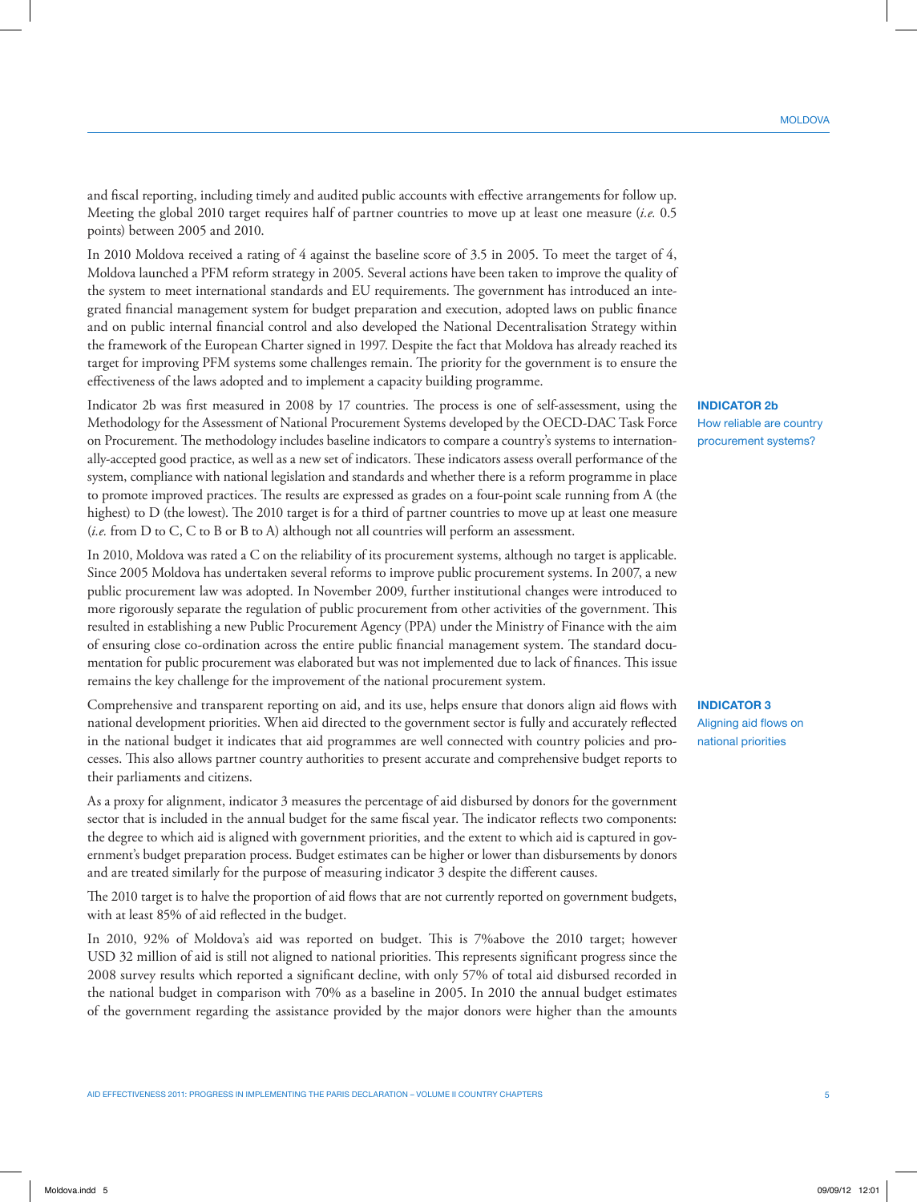and fiscal reporting, including timely and audited public accounts with effective arrangements for follow up. Meeting the global 2010 target requires half of partner countries to move up at least one measure (*i.e.* 0.5 points) between 2005 and 2010.

In 2010 Moldova received a rating of 4 against the baseline score of 3.5 in 2005. To meet the target of 4, Moldova launched a PFM reform strategy in 2005. Several actions have been taken to improve the quality of the system to meet international standards and EU requirements. The government has introduced an integrated financial management system for budget preparation and execution, adopted laws on public finance and on public internal financial control and also developed the National Decentralisation Strategy within the framework of the European Charter signed in 1997. Despite the fact that Moldova has already reached its target for improving PFM systems some challenges remain. The priority for the government is to ensure the effectiveness of the laws adopted and to implement a capacity building programme.

**INDICATOR 2b**
How reliable are country procurement systems?

Indicator 2b was first measured in 2008 by 17 countries. The process is one of self-assessment, using the Methodology for the Assessment of National Procurement Systems developed by the OECD-DAC Task Force on Procurement. The methodology includes baseline indicators to compare a country's systems to internationally-accepted good practice, as well as a new set of indicators. These indicators assess overall performance of the system, compliance with national legislation and standards and whether there is a reform programme in place to promote improved practices. The results are expressed as grades on a four-point scale running from A (the highest) to D (the lowest). The 2010 target is for a third of partner countries to move up at least one measure (*i.e.* from D to C, C to B or B to A) although not all countries will perform an assessment.

In 2010, Moldova was rated a C on the reliability of its procurement systems, although no target is applicable. Since 2005 Moldova has undertaken several reforms to improve public procurement systems. In 2007, a new public procurement law was adopted. In November 2009, further institutional changes were introduced to more rigorously separate the regulation of public procurement from other activities of the government. This resulted in establishing a new Public Procurement Agency (PPA) under the Ministry of Finance with the aim of ensuring close co-ordination across the entire public financial management system. The standard documentation for public procurement was elaborated but was not implemented due to lack of finances. This issue remains the key challenge for the improvement of the national procurement system.

**INDICATOR 3**
Aligning aid flows on national priorities

Comprehensive and transparent reporting on aid, and its use, helps ensure that donors align aid flows with national development priorities. When aid directed to the government sector is fully and accurately reflected in the national budget it indicates that aid programmes are well connected with country policies and processes. This also allows partner country authorities to present accurate and comprehensive budget reports to their parliaments and citizens.

As a proxy for alignment, indicator 3 measures the percentage of aid disbursed by donors for the government sector that is included in the annual budget for the same fiscal year. The indicator reflects two components: the degree to which aid is aligned with government priorities, and the extent to which aid is captured in government's budget preparation process. Budget estimates can be higher or lower than disbursements by donors and are treated similarly for the purpose of measuring indicator 3 despite the different causes.

The 2010 target is to halve the proportion of aid flows that are not currently reported on government budgets, with at least 85% of aid reflected in the budget.

In 2010, 92% of Moldova's aid was reported on budget. This is 7%above the 2010 target; however USD 32 million of aid is still not aligned to national priorities. This represents significant progress since the 2008 survey results which reported a significant decline, with only 57% of total aid disbursed recorded in the national budget in comparison with 70% as a baseline in 2005. In 2010 the annual budget estimates of the government regarding the assistance provided by the major donors were higher than the amounts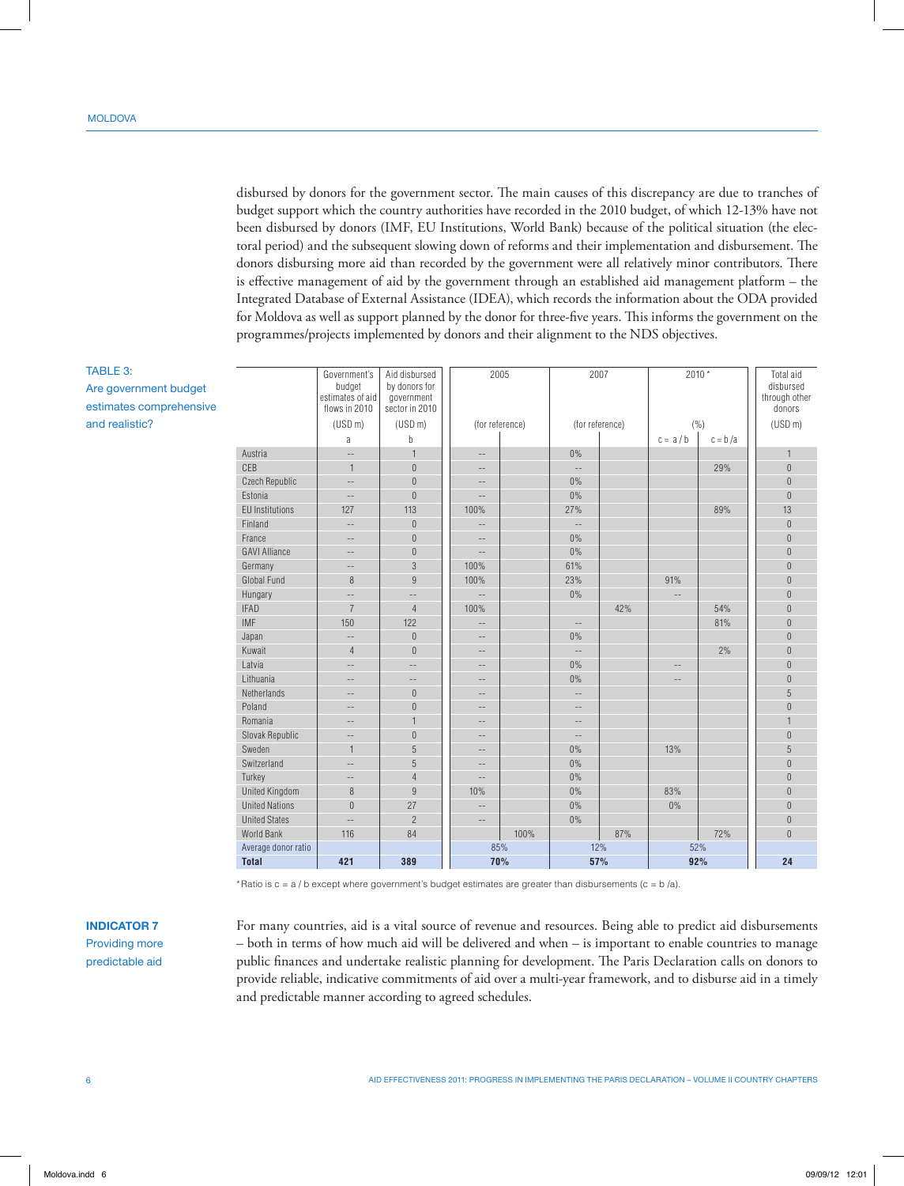disbursed by donors for the government sector. The main causes of this discrepancy are due to tranches of budget support which the country authorities have recorded in the 2010 budget, of which 12-13% have not been disbursed by donors (IMF, EU Institutions, World Bank) because of the political situation (the electoral period) and the subsequent slowing down of reforms and their implementation and disbursement. The donors disbursing more aid than recorded by the government were all relatively minor contributors. There is effective management of aid by the government through an established aid management platform – the Integrated Database of External Assistance (IDEA), which records the information about the ODA provided for Moldova as well as support planned by the donor for three-five years. This informs the government on the programmes/projects implemented by donors and their alignment to the NDS objectives.

**TABLE 3: Are government budget estimates comprehensive and realistic?**

| | Government's budget estimates of aid flows in 2010 | Aid disbursed by donors for government sector in 2010 | 2005 | | 2007 | | 2010* | | Total aid disbursed through other donors |
|---|---|---|---|---|---|---|---|---|---|
| | (USD m) | (USD m) | (for reference) | | (for reference) | | (%) | | (USD m) |
| | a | b | | | | | c = a / b | c = b /a | |
| Austria | -- | 1 | -- | | 0% | | | | 1 |
| CEB | 1 | 0 | -- | | -- | | | 29% | 0 |
| Czech Republic | -- | 0 | -- | | 0% | | | | 0 |
| Estonia | -- | 0 | -- | | 0% | | | | 0 |
| EU Institutions | 127 | 113 | 100% | | 27% | | | 89% | 13 |
| Finland | -- | 0 | -- | | -- | | | | 0 |
| France | -- | 0 | -- | | 0% | | | | 0 |
| GAVI Alliance | -- | 0 | -- | | 0% | | | | 0 |
| Germany | -- | 3 | 100% | | 61% | | | | 0 |
| Global Fund | 8 | 9 | 100% | | 23% | | 91% | | 0 |
| Hungary | -- | -- | -- | | 0% | | -- | | 0 |
| IFAD | 7 | 4 | 100% | | | 42% | | 54% | 0 |
| IMF | 150 | 122 | -- | | -- | | | 81% | 0 |
| Japan | -- | 0 | -- | | 0% | | | | 0 |
| Kuwait | 4 | 0 | -- | | -- | | | 2% | 0 |
| Latvia | -- | -- | -- | | 0% | | -- | | 0 |
| Lithuania | -- | -- | -- | | 0% | | -- | | 0 |
| Netherlands | -- | 0 | -- | | -- | | | | 5 |
| Poland | -- | 0 | -- | | -- | | | | 0 |
| Romania | -- | 1 | -- | | -- | | | | 1 |
| Slovak Republic | -- | 0 | -- | | -- | | | | 0 |
| Sweden | 1 | 5 | -- | | 0% | | 13% | | 5 |
| Switzerland | -- | 5 | -- | | 0% | | | | 0 |
| Turkey | -- | 4 | -- | | 0% | | | | 0 |
| United Kingdom | 8 | 9 | 10% | | 0% | | 83% | | 0 |
| United Nations | 0 | 27 | -- | | 0% | | 0% | | 0 |
| United States | -- | 2 | -- | | 0% | | | | 0 |
| World Bank | 116 | 84 | | 100% | | 87% | | 72% | 0 |
| Average donor ratio | | | 85% | | 12% | | 52% | | |
| **Total** | **421** | **389** | **70%** | | **57%** | | **92%** | | **24** |

*Ratio is c = a / b except where government's budget estimates are greater than disbursements (c = b /a).

**INDICATOR 7**
Providing more predictable aid

For many countries, aid is a vital source of revenue and resources. Being able to predict aid disbursements – both in terms of how much aid will be delivered and when – is important to enable countries to manage public finances and undertake realistic planning for development. The Paris Declaration calls on donors to provide reliable, indicative commitments of aid over a multi-year framework, and to disburse aid in a timely and predictable manner according to agreed schedules.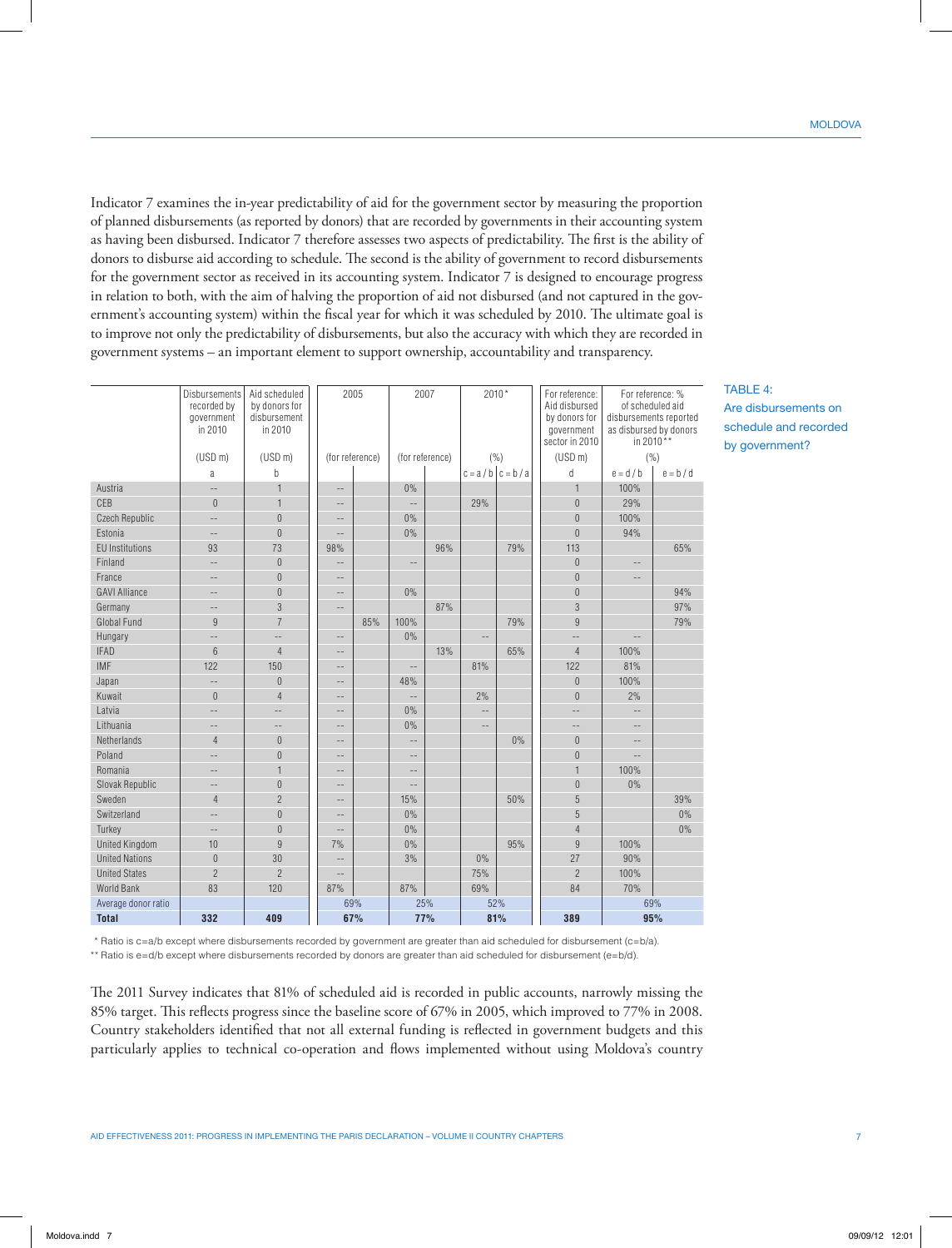Indicator 7 examines the in-year predictability of aid for the government sector by measuring the proportion of planned disbursements (as reported by donors) that are recorded by governments in their accounting system as having been disbursed. Indicator 7 therefore assesses two aspects of predictability. The first is the ability of donors to disburse aid according to schedule. The second is the ability of government to record disbursements for the government sector as received in its accounting system. Indicator 7 is designed to encourage progress in relation to both, with the aim of halving the proportion of aid not disbursed (and not captured in the government's accounting system) within the fiscal year for which it was scheduled by 2010. The ultimate goal is to improve not only the predictability of disbursements, but also the accuracy with which they are recorded in government systems – an important element to support ownership, accountability and transparency.

**TABLE 4: Are disbursements on schedule and recorded by government?**

| | Disbursements recorded by government in 2010 | Aid scheduled by donors for disbursement in 2010 | 2005 | | 2007 | | 2010* | | For reference: Aid disbursed by donors for government sector in 2010 | For reference: % of scheduled aid disbursements reported as disbursed by donors in 2010** | |
|---|---|---|---|---|---|---|---|---|---|---|---|
| | (USD m) | (USD m) | (for reference) | | (for reference) | | (%) | | (USD m) | (%) | |
| | a | b | | | | | c = a / b | c = b / a | d | e = d / b | e = b / d |
| Austria | -- | 1 | -- | | 0% | | | | 1 | 100% | |
| CEB | 0 | 1 | -- | | -- | | 29% | | 0 | 29% | |
| Czech Republic | -- | 0 | -- | | 0% | | | | 0 | 100% | |
| Estonia | -- | 0 | -- | | 0% | | | | 0 | 94% | |
| EU Institutions | 93 | 73 | 98% | | | 96% | | 79% | 113 | | 65% |
| Finland | -- | 0 | -- | | -- | | | | 0 | -- | |
| France | -- | 0 | -- | | | | | | 0 | -- | |
| GAVI Alliance | -- | 0 | -- | | 0% | | | | 0 | | 94% |
| Germany | -- | 3 | -- | | | 87% | | | 3 | | 97% |
| Global Fund | 9 | 7 | | 85% | 100% | | | 79% | 9 | | 79% |
| Hungary | -- | -- | -- | | 0% | | -- | | -- | -- | |
| IFAD | 6 | 4 | -- | | | 13% | | 65% | 4 | 100% | |
| IMF | 122 | 150 | -- | | -- | | 81% | | 122 | 81% | |
| Japan | -- | 0 | -- | | 48% | | | | 0 | 100% | |
| Kuwait | 0 | 4 | -- | | -- | | 2% | | 0 | 2% | |
| Latvia | -- | -- | -- | | 0% | | -- | | -- | -- | |
| Lithuania | -- | -- | -- | | 0% | | -- | | -- | -- | |
| Netherlands | 4 | 0 | -- | | -- | | | 0% | 0 | -- | |
| Poland | -- | 0 | -- | | -- | | | | 0 | -- | |
| Romania | -- | 1 | -- | | -- | | | | 1 | 100% | |
| Slovak Republic | -- | 0 | -- | | -- | | | | 0 | 0% | |
| Sweden | 4 | 2 | -- | | 15% | | | 50% | 5 | | 39% |
| Switzerland | -- | 0 | -- | | 0% | | | | 5 | | 0% |
| Turkey | -- | 0 | -- | | 0% | | | | 4 | | 0% |
| United Kingdom | 10 | 9 | 7% | | 0% | | | 95% | 9 | 100% | |
| United Nations | 0 | 30 | -- | | 3% | | 0% | | 27 | 90% | |
| United States | 2 | 2 | -- | | | | 75% | | 2 | 100% | |
| World Bank | 83 | 120 | 87% | | 87% | | 69% | | 84 | 70% | |
| Average donor ratio | | | 69% | | 25% | | 52% | | | 69% | |
| **Total** | **332** | **409** | **67%** | | **77%** | | **81%** | | **389** | **95%** | |

\* Ratio is c=a/b except where disbursements recorded by government are greater than aid scheduled for disbursement (c=b/a).

\*\* Ratio is e=d/b except where disbursements recorded by donors are greater than aid scheduled for disbursement (e=b/d).

The 2011 Survey indicates that 81% of scheduled aid is recorded in public accounts, narrowly missing the 85% target. This reflects progress since the baseline score of 67% in 2005, which improved to 77% in 2008. Country stakeholders identified that not all external funding is reflected in government budgets and this particularly applies to technical co-operation and flows implemented without using Moldova's country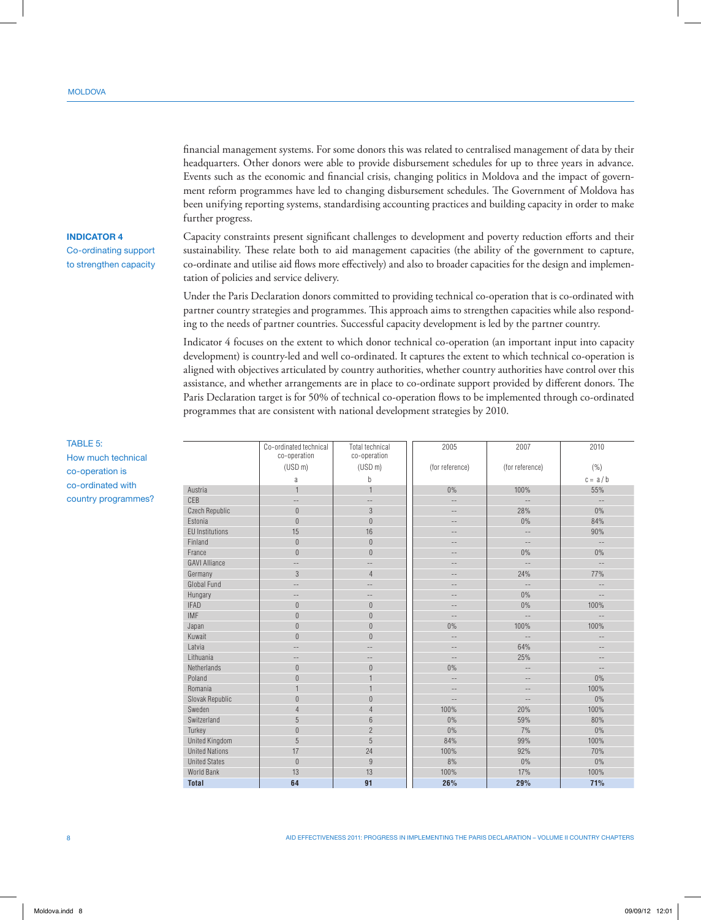financial management systems. For some donors this was related to centralised management of data by their headquarters. Other donors were able to provide disbursement schedules for up to three years in advance. Events such as the economic and financial crisis, changing politics in Moldova and the impact of government reform programmes have led to changing disbursement schedules. The Government of Moldova has been unifying reporting systems, standardising accounting practices and building capacity in order to make further progress.

## INDICATOR 4
### Co-ordinating support to strengthen capacity

Capacity constraints present significant challenges to development and poverty reduction efforts and their sustainability. These relate both to aid management capacities (the ability of the government to capture, co-ordinate and utilise aid flows more effectively) and also to broader capacities for the design and implementation of policies and service delivery.

Under the Paris Declaration donors committed to providing technical co-operation that is co-ordinated with partner country strategies and programmes. This approach aims to strengthen capacities while also responding to the needs of partner countries. Successful capacity development is led by the partner country.

Indicator 4 focuses on the extent to which donor technical co-operation (an important input into capacity development) is country-led and well co-ordinated. It captures the extent to which technical co-operation is aligned with objectives articulated by country authorities, whether country authorities have control over this assistance, and whether arrangements are in place to co-ordinate support provided by different donors. The Paris Declaration target is for 50% of technical co-operation flows to be implemented through co-ordinated programmes that are consistent with national development strategies by 2010.

TABLE 5: How much technical co-operation is co-ordinated with country programmes?

| | Co-ordinated technical co-operation (USD m) | Total technical co-operation (USD m) | 2005 (for reference) | 2007 (for reference) | 2010 (%) |
|---|---|---|---|---|---|
| | a | b | | | c = a / b |
| Austria | 1 | 1 | 0% | 100% | 55% |
| CEB | -- | -- | -- | -- | -- |
| Czech Republic | 0 | 3 | -- | 28% | 0% |
| Estonia | 0 | 0 | -- | 0% | 84% |
| EU Institutions | 15 | 16 | -- | -- | 90% |
| Finland | 0 | 0 | -- | -- | -- |
| France | 0 | 0 | -- | 0% | 0% |
| GAVI Alliance | -- | -- | -- | -- | -- |
| Germany | 3 | 4 | -- | 24% | 77% |
| Global Fund | -- | -- | -- | -- | -- |
| Hungary | -- | -- | -- | 0% | -- |
| IFAD | 0 | 0 | -- | 0% | 100% |
| IMF | 0 | 0 | -- | -- | -- |
| Japan | 0 | 0 | 0% | 100% | 100% |
| Kuwait | 0 | 0 | -- | -- | -- |
| Latvia | -- | -- | -- | 64% | -- |
| Lithuania | -- | -- | -- | 25% | -- |
| Netherlands | 0 | 0 | 0% | -- | -- |
| Poland | 0 | 1 | -- | -- | 0% |
| Romania | 1 | 1 | -- | -- | 100% |
| Slovak Republic | 0 | 0 | -- | -- | 0% |
| Sweden | 4 | 4 | 100% | 20% | 100% |
| Switzerland | 5 | 6 | 0% | 59% | 80% |
| Turkey | 0 | 2 | 0% | 7% | 0% |
| United Kingdom | 5 | 5 | 84% | 99% | 100% |
| United Nations | 17 | 24 | 100% | 92% | 70% |
| United States | 0 | 9 | 8% | 0% | 0% |
| World Bank | 13 | 13 | 100% | 17% | 100% |
| **Total** | **64** | **91** | **26%** | **29%** | **71%** |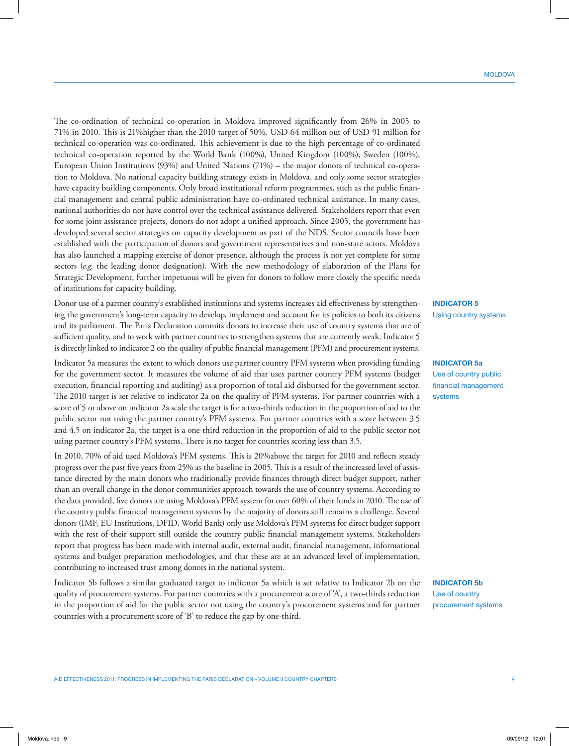The co-ordination of technical co-operation in Moldova improved significantly from 26% in 2005 to 71% in 2010. This is 21%higher than the 2010 target of 50%. USD 64 million out of USD 91 million for technical co-operation was co-ordinated. This achievement is due to the high percentage of co-ordinated technical co-operation reported by the World Bank (100%), United Kingdom (100%), Sweden (100%), European Union Institutions (93%) and United Nations (71%) – the major donors of technical co-operation to Moldova. No national capacity building strategy exists in Moldova, and only some sector strategies have capacity building components. Only broad institutional reform programmes, such as the public financial management and central public administration have co-ordinated technical assistance. In many cases, national authorities do not have control over the technical assistance delivered. Stakeholders report that even for some joint assistance projects, donors do not adopt a unified approach. Since 2005, the government has developed several sector strategies on capacity development as part of the NDS. Sector councils have been established with the participation of donors and government representatives and non-state actors. Moldova has also launched a mapping exercise of donor presence, although the process is not yet complete for some sectors (*e.g.* the leading donor designation). With the new methodology of elaboration of the Plans for Strategic Development, further impetuous will be given for donors to follow more closely the specific needs of institutions for capacity building.

**INDICATOR 5**
Using country systems

Donor use of a partner country's established institutions and systems increases aid effectiveness by strengthening the government's long-term capacity to develop, implement and account for its policies to both its citizens and its parliament. The Paris Declaration commits donors to increase their use of country systems that are of sufficient quality, and to work with partner countries to strengthen systems that are currently weak. Indicator 5 is directly linked to indicator 2 on the quality of public financial management (PFM) and procurement systems.

**INDICATOR 5a**
Use of country public financial management systems

Indicator 5a measures the extent to which donors use partner country PFM systems when providing funding for the government sector. It measures the volume of aid that uses partner country PFM systems (budget execution, financial reporting and auditing) as a proportion of total aid disbursed for the government sector. The 2010 target is set relative to indicator 2a on the quality of PFM systems. For partner countries with a score of 5 or above on indicator 2a scale the target is for a two-thirds reduction in the proportion of aid to the public sector not using the partner country's PFM systems. For partner countries with a score between 3.5 and 4.5 on indicator 2a, the target is a one-third reduction in the proportion of aid to the public sector not using partner country's PFM systems. There is no target for countries scoring less than 3.5.

In 2010, 70% of aid used Moldova's PFM systems. This is 20%above the target for 2010 and reflects steady progress over the past five years from 25% as the baseline in 2005. This is a result of the increased level of assistance directed by the main donors who traditionally provide finances through direct budget support, rather than an overall change in the donor communities approach towards the use of country systems. According to the data provided, five donors are using Moldova's PFM system for over 60% of their funds in 2010. The use of the country public financial management systems by the majority of donors still remains a challenge. Several donors (IMF, EU Institutions, DFID, World Bank) only use Moldova's PFM systems for direct budget support with the rest of their support still outside the country public financial management systems. Stakeholders report that progress has been made with internal audit, external audit, financial management, informational systems and budget preparation methodologies, and that these are at an advanced level of implementation, contributing to increased trust among donors in the national system.

**INDICATOR 5b**
Use of country procurement systems

Indicator 5b follows a similar graduated target to indicator 5a which is set relative to Indicator 2b on the quality of procurement systems. For partner countries with a procurement score of 'A', a two-thirds reduction in the proportion of aid for the public sector not using the country's procurement systems and for partner countries with a procurement score of 'B' to reduce the gap by one-third.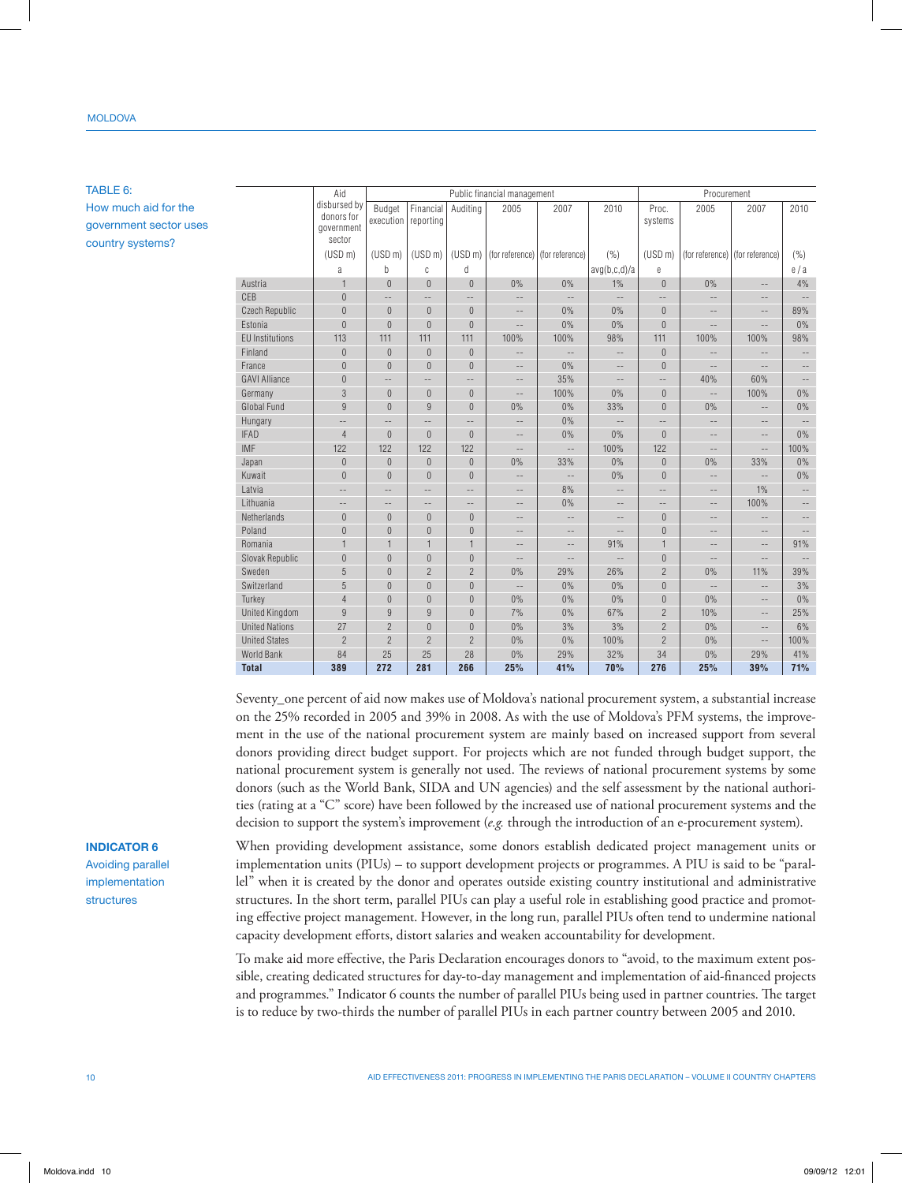TABLE 6:
How much aid for the government sector uses country systems?

| | Aid disbursed by donors for government sector | Public financial management | | | | | | Procurement | | | |
|---|---|---|---|---|---|---|---|---|---|---|---|
| | | Budget execution | Financial reporting | Auditing | 2005 | 2007 | 2010 | Proc. systems | 2005 | 2007 | 2010 |
| | (USD m) | (USD m) | (USD m) | (USD m) | (for reference) | (for reference) | (%) | (USD m) | (for reference) | (for reference) | (%) |
| | a | b | c | d | | | avg(b,c,d)/a | e | | | e / a |
| Austria | 1 | 0 | 0 | 0 | 0% | 0% | 1% | 0 | 0% | -- | 4% |
| CEB | 0 | -- | -- | -- | -- | -- | -- | -- | -- | -- | -- |
| Czech Republic | 0 | 0 | 0 | 0 | -- | 0% | 0% | 0 | -- | -- | 89% |
| Estonia | 0 | 0 | 0 | 0 | -- | 0% | 0% | 0 | -- | -- | 0% |
| EU Institutions | 113 | 111 | 111 | 111 | 100% | 100% | 98% | 111 | 100% | 100% | 98% |
| Finland | 0 | 0 | 0 | 0 | -- | -- | -- | 0 | -- | -- | -- |
| France | 0 | 0 | 0 | 0 | -- | 0% | -- | 0 | -- | -- | -- |
| GAVI Alliance | 0 | -- | -- | -- | -- | 35% | -- | -- | 40% | 60% | -- |
| Germany | 3 | 0 | 0 | 0 | -- | 100% | 0% | 0 | -- | 100% | 0% |
| Global Fund | 9 | 0 | 9 | 0 | 0% | 0% | 33% | 0 | 0% | -- | 0% |
| Hungary | -- | -- | -- | -- | -- | 0% | -- | -- | -- | -- | -- |
| IFAD | 4 | 0 | 0 | 0 | -- | 0% | 0% | 0 | -- | -- | 0% |
| IMF | 122 | 122 | 122 | 122 | -- | -- | 100% | 122 | -- | -- | 100% |
| Japan | 0 | 0 | 0 | 0 | 0% | 33% | 0% | 0 | 0% | 33% | 0% |
| Kuwait | 0 | 0 | 0 | 0 | -- | -- | 0% | 0 | -- | -- | 0% |
| Latvia | -- | -- | -- | -- | -- | 8% | -- | -- | -- | 1% | -- |
| Lithuania | -- | -- | -- | -- | -- | 0% | -- | -- | -- | 100% | -- |
| Netherlands | 0 | 0 | 0 | 0 | -- | -- | -- | 0 | -- | -- | -- |
| Poland | 0 | 0 | 0 | 0 | -- | -- | -- | 0 | -- | -- | -- |
| Romania | 1 | 1 | 1 | 1 | -- | -- | 91% | 1 | -- | -- | 91% |
| Slovak Republic | 0 | 0 | 0 | 0 | -- | -- | -- | 0 | -- | -- | -- |
| Sweden | 5 | 0 | 2 | 2 | 0% | 29% | 26% | 2 | 0% | 11% | 39% |
| Switzerland | 5 | 0 | 0 | 0 | -- | 0% | 0% | 0 | -- | -- | 3% |
| Turkey | 4 | 0 | 0 | 0 | 0% | 0% | 0% | 0 | 0% | -- | 0% |
| United Kingdom | 9 | 9 | 9 | 0 | 7% | 0% | 67% | 2 | 10% | -- | 25% |
| United Nations | 27 | 2 | 0 | 0 | 0% | 3% | 3% | 2 | 0% | -- | 6% |
| United States | 2 | 2 | 2 | 2 | 0% | 0% | 100% | 2 | 0% | -- | 100% |
| World Bank | 84 | 25 | 25 | 28 | 0% | 29% | 32% | 34 | 0% | 29% | 41% |
| **Total** | **389** | **272** | **281** | **266** | **25%** | **41%** | **70%** | **276** | **25%** | **39%** | **71%** |

Seventy_one percent of aid now makes use of Moldova's national procurement system, a substantial increase on the 25% recorded in 2005 and 39% in 2008. As with the use of Moldova's PFM systems, the improvement in the use of the national procurement system are mainly based on increased support from several donors providing direct budget support. For projects which are not funded through budget support, the national procurement system is generally not used. The reviews of national procurement systems by some donors (such as the World Bank, SIDA and UN agencies) and the self assessment by the national authorities (rating at a "C" score) have been followed by the increased use of national procurement systems and the decision to support the system's improvement (*e.g.* through the introduction of an e-procurement system).

**INDICATOR 6**
Avoiding parallel implementation structures

When providing development assistance, some donors establish dedicated project management units or implementation units (PIUs) – to support development projects or programmes. A PIU is said to be "parallel" when it is created by the donor and operates outside existing country institutional and administrative structures. In the short term, parallel PIUs can play a useful role in establishing good practice and promoting effective project management. However, in the long run, parallel PIUs often tend to undermine national capacity development efforts, distort salaries and weaken accountability for development.

To make aid more effective, the Paris Declaration encourages donors to "avoid, to the maximum extent possible, creating dedicated structures for day-to-day management and implementation of aid-financed projects and programmes." Indicator 6 counts the number of parallel PIUs being used in partner countries. The target is to reduce by two-thirds the number of parallel PIUs in each partner country between 2005 and 2010.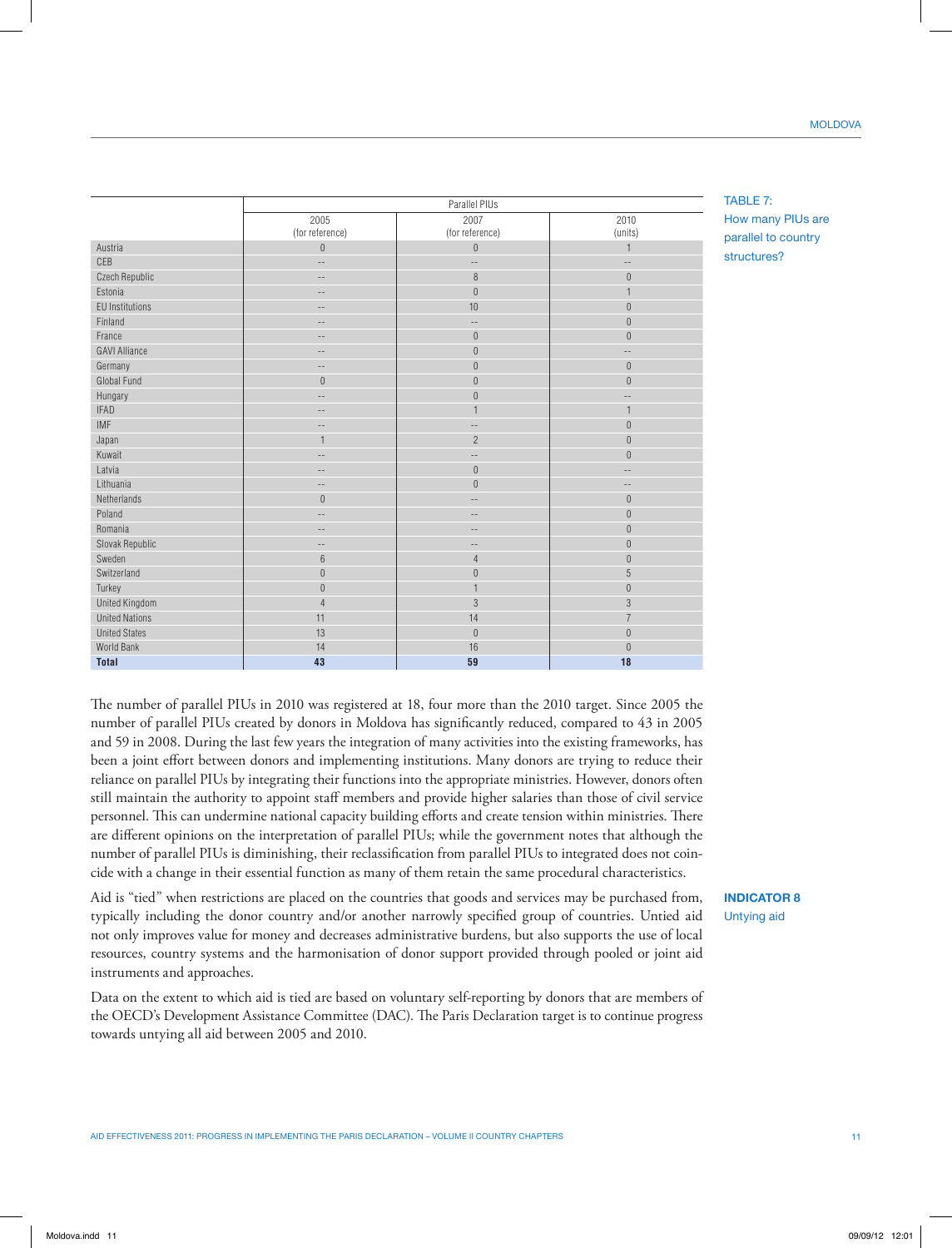TABLE 7: How many PIUs are parallel to country structures?

| | Parallel PIUs | | |
|---|---|---|---|
| | 2005 (for reference) | 2007 (for reference) | 2010 (units) |
| Austria | 0 | 0 | 1 |
| CEB | -- | -- | -- |
| Czech Republic | -- | 8 | 0 |
| Estonia | -- | 0 | 1 |
| EU Institutions | -- | 10 | 0 |
| Finland | -- | -- | 0 |
| France | -- | 0 | 0 |
| GAVI Alliance | -- | 0 | -- |
| Germany | -- | 0 | 0 |
| Global Fund | 0 | 0 | 0 |
| Hungary | -- | 0 | -- |
| IFAD | -- | 1 | 1 |
| IMF | -- | -- | 0 |
| Japan | 1 | 2 | 0 |
| Kuwait | -- | -- | 0 |
| Latvia | -- | 0 | -- |
| Lithuania | -- | 0 | -- |
| Netherlands | 0 | -- | 0 |
| Poland | -- | -- | 0 |
| Romania | -- | -- | 0 |
| Slovak Republic | -- | -- | 0 |
| Sweden | 6 | 4 | 0 |
| Switzerland | 0 | 0 | 5 |
| Turkey | 0 | 1 | 0 |
| United Kingdom | 4 | 3 | 3 |
| United Nations | 11 | 14 | 7 |
| United States | 13 | 0 | 0 |
| World Bank | 14 | 16 | 0 |
| **Total** | **43** | **59** | **18** |

The number of parallel PIUs in 2010 was registered at 18, four more than the 2010 target. Since 2005 the number of parallel PIUs created by donors in Moldova has significantly reduced, compared to 43 in 2005 and 59 in 2008. During the last few years the integration of many activities into the existing frameworks, has been a joint effort between donors and implementing institutions. Many donors are trying to reduce their reliance on parallel PIUs by integrating their functions into the appropriate ministries. However, donors often still maintain the authority to appoint staff members and provide higher salaries than those of civil service personnel. This can undermine national capacity building efforts and create tension within ministries. There are different opinions on the interpretation of parallel PIUs; while the government notes that although the number of parallel PIUs is diminishing, their reclassification from parallel PIUs to integrated does not coincide with a change in their essential function as many of them retain the same procedural characteristics.

**INDICATOR 8**
Untying aid

Aid is "tied" when restrictions are placed on the countries that goods and services may be purchased from, typically including the donor country and/or another narrowly specified group of countries. Untied aid not only improves value for money and decreases administrative burdens, but also supports the use of local resources, country systems and the harmonisation of donor support provided through pooled or joint aid instruments and approaches.

Data on the extent to which aid is tied are based on voluntary self-reporting by donors that are members of the OECD's Development Assistance Committee (DAC). The Paris Declaration target is to continue progress towards untying all aid between 2005 and 2010.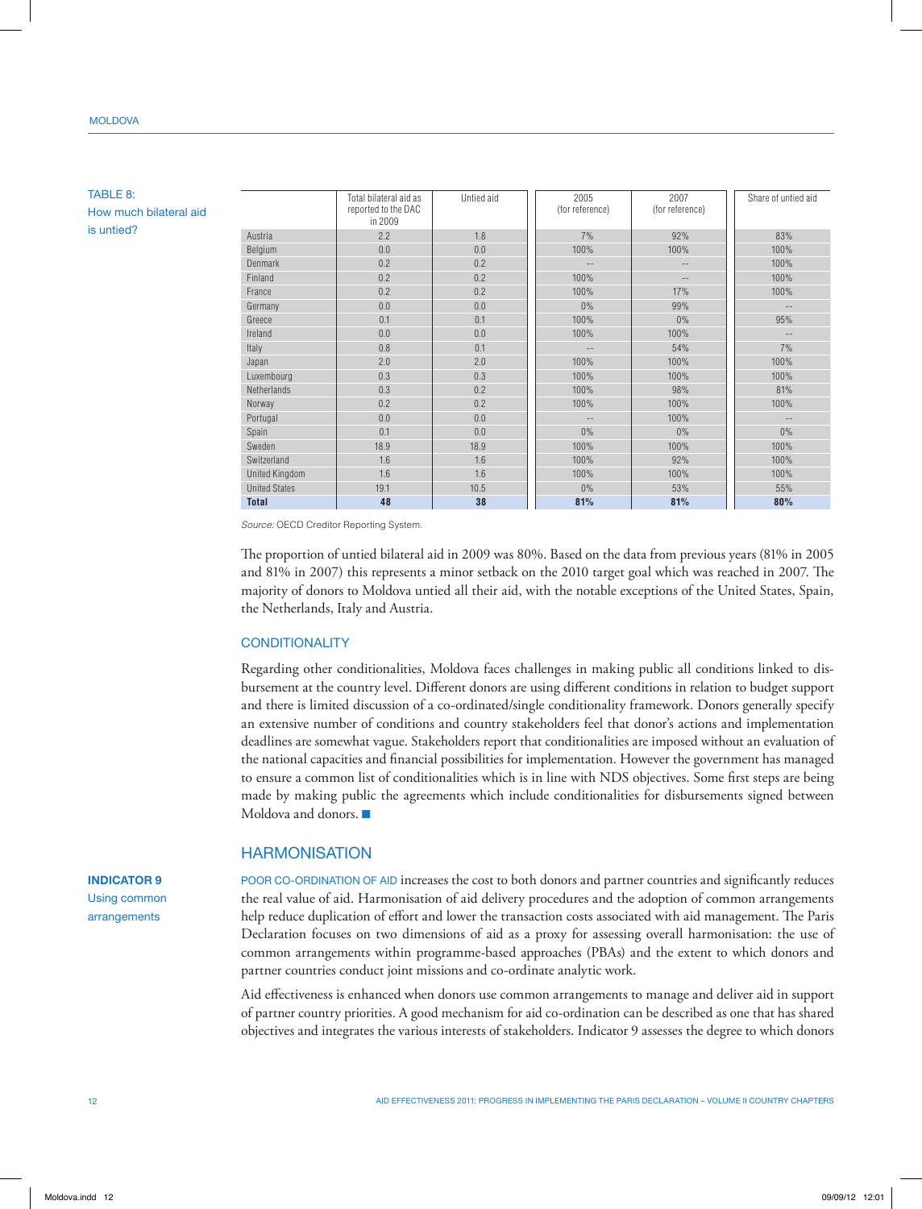**TABLE 8:**
How much bilateral aid is untied?

| | Total bilateral aid as reported to the DAC in 2009 | Untied aid | 2005 (for reference) | 2007 (for reference) | Share of untied aid |
|---|---|---|---|---|---|
| Austria | 2.2 | 1.8 | 7% | 92% | 83% |
| Belgium | 0.0 | 0.0 | 100% | 100% | 100% |
| Denmark | 0.2 | 0.2 | -- | -- | 100% |
| Finland | 0.2 | 0.2 | 100% | -- | 100% |
| France | 0.2 | 0.2 | 100% | 17% | 100% |
| Germany | 0.0 | 0.0 | 0% | 99% | -- |
| Greece | 0.1 | 0.1 | 100% | 0% | 95% |
| Ireland | 0.0 | 0.0 | 100% | 100% | -- |
| Italy | 0.8 | 0.1 | -- | 54% | 7% |
| Japan | 2.0 | 2.0 | 100% | 100% | 100% |
| Luxembourg | 0.3 | 0.3 | 100% | 100% | 100% |
| Netherlands | 0.3 | 0.2 | 100% | 98% | 81% |
| Norway | 0.2 | 0.2 | 100% | 100% | 100% |
| Portugal | 0.0 | 0.0 | -- | 100% | -- |
| Spain | 0.1 | 0.0 | 0% | 0% | 0% |
| Sweden | 18.9 | 18.9 | 100% | 100% | 100% |
| Switzerland | 1.6 | 1.6 | 100% | 92% | 100% |
| United Kingdom | 1.6 | 1.6 | 100% | 100% | 100% |
| United States | 19.1 | 10.5 | 0% | 53% | 55% |
| **Total** | **48** | **38** | **81%** | **81%** | **80%** |

*Source:* OECD Creditor Reporting System.

The proportion of untied bilateral aid in 2009 was 80%. Based on the data from previous years (81% in 2005 and 81% in 2007) this represents a minor setback on the 2010 target goal which was reached in 2007. The majority of donors to Moldova untied all their aid, with the notable exceptions of the United States, Spain, the Netherlands, Italy and Austria.

### CONDITIONALITY

Regarding other conditionalities, Moldova faces challenges in making public all conditions linked to disbursement at the country level. Different donors are using different conditions in relation to budget support and there is limited discussion of a co-ordinated/single conditionality framework. Donors generally specify an extensive number of conditions and country stakeholders feel that donor's actions and implementation deadlines are somewhat vague. Stakeholders report that conditionalities are imposed without an evaluation of the national capacities and financial possibilities for implementation. However the government has managed to ensure a common list of conditionalities which is in line with NDS objectives. Some first steps are being made by making public the agreements which include conditionalities for disbursements signed between Moldova and donors. ■

## HARMONISATION

**INDICATOR 9**
Using common arrangements

POOR CO-ORDINATION OF AID increases the cost to both donors and partner countries and significantly reduces the real value of aid. Harmonisation of aid delivery procedures and the adoption of common arrangements help reduce duplication of effort and lower the transaction costs associated with aid management. The Paris Declaration focuses on two dimensions of aid as a proxy for assessing overall harmonisation: the use of common arrangements within programme-based approaches (PBAs) and the extent to which donors and partner countries conduct joint missions and co-ordinate analytic work.

Aid effectiveness is enhanced when donors use common arrangements to manage and deliver aid in support of partner country priorities. A good mechanism for aid co-ordination can be described as one that has shared objectives and integrates the various interests of stakeholders. Indicator 9 assesses the degree to which donors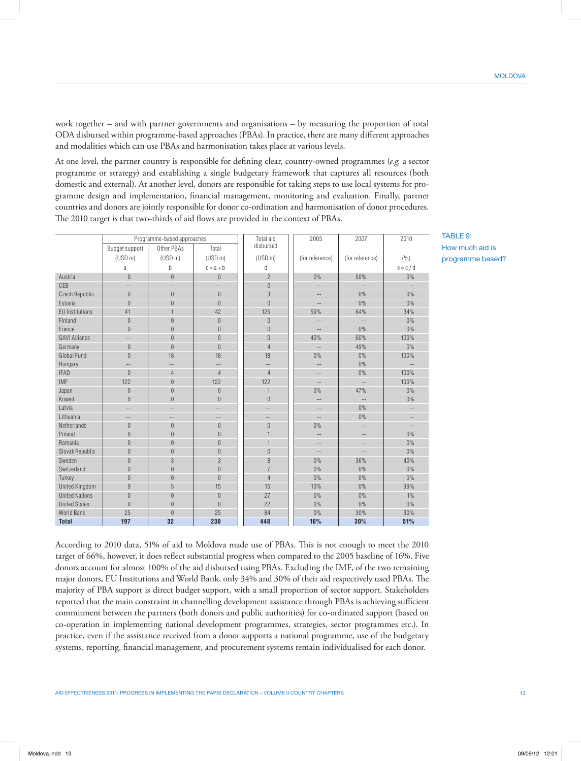work together – and with partner governments and organisations – by measuring the proportion of total ODA disbursed within programme-based approaches (PBAs). In practice, there are many different approaches and modalities which can use PBAs and harmonisation takes place at various levels.

At one level, the partner country is responsible for defining clear, country-owned programmes (*e.g.* a sector programme or strategy) and establishing a single budgetary framework that captures all resources (both domestic and external). At another level, donors are responsible for taking steps to use local systems for programme design and implementation, financial management, monitoring and evaluation. Finally, partner countries and donors are jointly responsible for donor co-ordination and harmonisation of donor procedures. The 2010 target is that two-thirds of aid flows are provided in the context of PBAs.

TABLE 9: How much aid is programme based?

| | Programme-based approaches | | | Total aid disbursed | 2005 | 2007 | 2010 |
|---|---|---|---|---|---|---|---|
| | Budget support (USD m) | Other PBAs (USD m) | Total (USD m) | (USD m) | (for reference) | (for reference) | (%) |
| | a | b | c = a + b | d | | | e = c / d |
| Austria | 0 | 0 | 0 | 2 | 0% | 50% | 0% |
| CEB | -- | -- | -- | 0 | -- | -- | -- |
| Czech Republic | 0 | 0 | 0 | 3 | -- | 0% | 0% |
| Estonia | 0 | 0 | 0 | 0 | -- | 0% | 0% |
| EU Institutions | 41 | 1 | 42 | 125 | 59% | 64% | 34% |
| Finland | 0 | 0 | 0 | 0 | -- | -- | 0% |
| France | 0 | 0 | 0 | 0 | -- | 0% | 0% |
| GAVI Alliance | -- | 0 | 0 | 0 | 40% | 60% | 100% |
| Germany | 0 | 0 | 0 | 4 | -- | 49% | 0% |
| Global Fund | 0 | 18 | 18 | 18 | 0% | 0% | 100% |
| Hungary | -- | -- | -- | -- | -- | 0% | -- |
| IFAD | 0 | 4 | 4 | 4 | -- | 0% | 100% |
| IMF | 122 | 0 | 122 | 122 | -- | -- | 100% |
| Japan | 0 | 0 | 0 | 1 | 0% | 47% | 0% |
| Kuwait | 0 | 0 | 0 | 0 | -- | -- | 0% |
| Latvia | -- | -- | -- | -- | -- | 0% | -- |
| Lithuania | -- | -- | -- | -- | -- | 0% | -- |
| Netherlands | 0 | 0 | 0 | 0 | 0% | -- | -- |
| Poland | 0 | 0 | 0 | 1 | -- | -- | 0% |
| Romania | 0 | 0 | 0 | 1 | -- | -- | 0% |
| Slovak Republic | 0 | 0 | 0 | 0 | -- | -- | 0% |
| Sweden | 0 | 3 | 3 | 8 | 0% | 36% | 40% |
| Switzerland | 0 | 0 | 0 | 7 | 0% | 0% | 0% |
| Turkey | 0 | 0 | 0 | 4 | 0% | 0% | 0% |
| United Kingdom | 9 | 5 | 15 | 15 | 10% | 0% | 99% |
| United Nations | 0 | 0 | 0 | 27 | 0% | 0% | 1% |
| United States | 0 | 0 | 0 | 22 | 0% | 0% | 0% |
| World Bank | 25 | 0 | 25 | 84 | 0% | 30% | 30% |
| **Total** | **197** | **32** | **230** | **448** | **16%** | **30%** | **51%** |

According to 2010 data, 51% of aid to Moldova made use of PBAs. This is not enough to meet the 2010 target of 66%, however, it does reflect substantial progress when compared to the 2005 baseline of 16%. Five donors account for almost 100% of the aid disbursed using PBAs. Excluding the IMF, of the two remaining major donors, EU Institutions and World Bank, only 34% and 30% of their aid respectively used PBAs. The majority of PBA support is direct budget support, with a small proportion of sector support. Stakeholders reported that the main constraint in channelling development assistance through PBAs is achieving sufficient commitment between the partners (both donors and public authorities) for co-ordinated support (based on co-operation in implementing national development programmes, strategies, sector programmes etc.). In practice, even if the assistance received from a donor supports a national programme, use of the budgetary systems, reporting, financial management, and procurement systems remain individualised for each donor.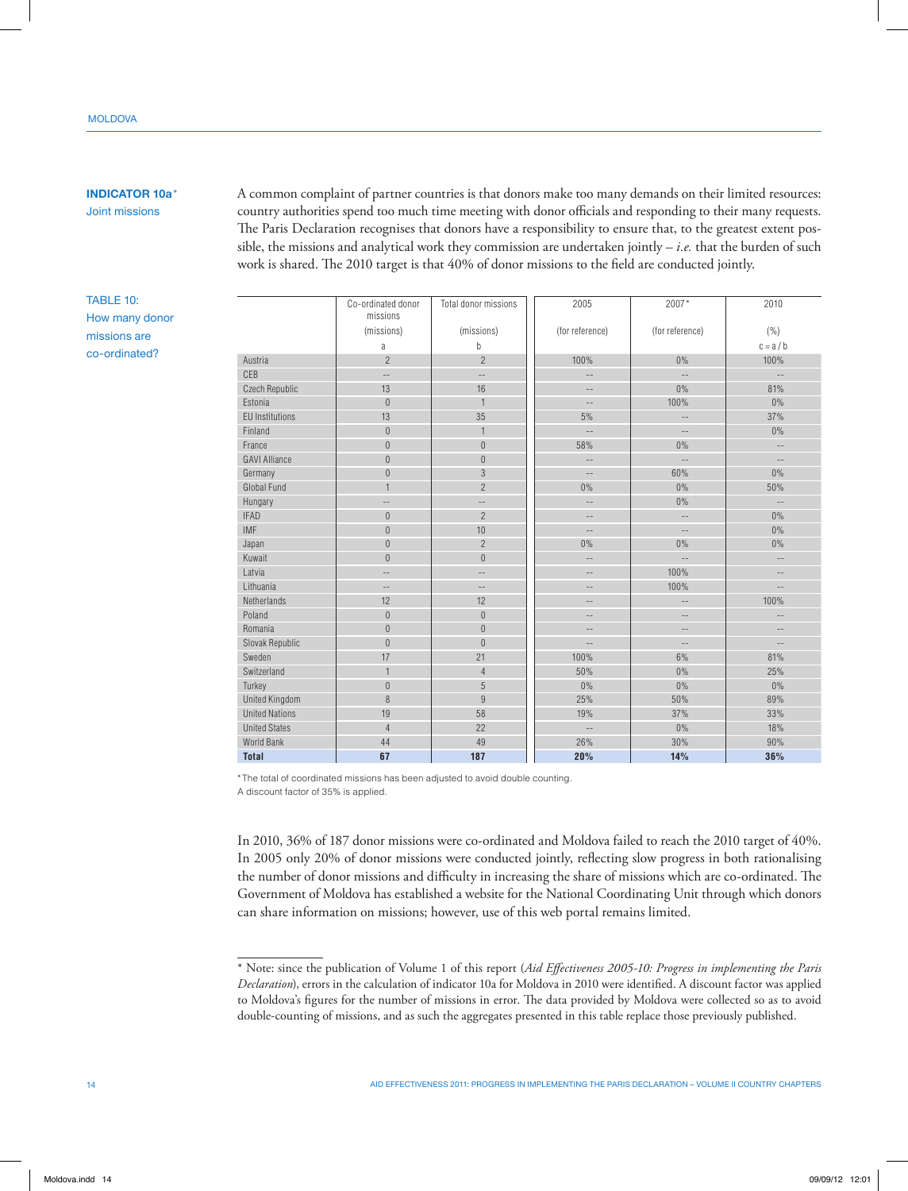**INDICATOR 10a***
Joint missions

A common complaint of partner countries is that donors make too many demands on their limited resources: country authorities spend too much time meeting with donor officials and responding to their many requests. The Paris Declaration recognises that donors have a responsibility to ensure that, to the greatest extent possible, the missions and analytical work they commission are undertaken jointly – *i.e.* that the burden of such work is shared. The 2010 target is that 40% of donor missions to the field are conducted jointly.

TABLE 10:
How many donor missions are co-ordinated?

| | Co-ordinated donor missions (missions) a | Total donor missions (missions) b | 2005 (for reference) | 2007* (for reference) | 2010 (%) c = a / b |
|---|---|---|---|---|---|
| Austria | 2 | 2 | 100% | 0% | 100% |
| CEB | -- | -- | -- | -- | -- |
| Czech Republic | 13 | 16 | -- | 0% | 81% |
| Estonia | 0 | 1 | -- | 100% | 0% |
| EU Institutions | 13 | 35 | 5% | -- | 37% |
| Finland | 0 | 1 | -- | -- | 0% |
| France | 0 | 0 | 58% | 0% | -- |
| GAVI Alliance | 0 | 0 | -- | -- | -- |
| Germany | 0 | 3 | -- | 60% | 0% |
| Global Fund | 1 | 2 | 0% | 0% | 50% |
| Hungary | -- | -- | -- | 0% | -- |
| IFAD | 0 | 2 | -- | -- | 0% |
| IMF | 0 | 10 | -- | -- | 0% |
| Japan | 0 | 2 | 0% | 0% | 0% |
| Kuwait | 0 | 0 | -- | -- | -- |
| Latvia | -- | -- | -- | 100% | -- |
| Lithuania | -- | -- | -- | 100% | -- |
| Netherlands | 12 | 12 | -- | -- | 100% |
| Poland | 0 | 0 | -- | -- | -- |
| Romania | 0 | 0 | -- | -- | -- |
| Slovak Republic | 0 | 0 | -- | -- | -- |
| Sweden | 17 | 21 | 100% | 6% | 81% |
| Switzerland | 1 | 4 | 50% | 0% | 25% |
| Turkey | 0 | 5 | 0% | 0% | 0% |
| United Kingdom | 8 | 9 | 25% | 50% | 89% |
| United Nations | 19 | 58 | 19% | 37% | 33% |
| United States | 4 | 22 | -- | 0% | 18% |
| World Bank | 44 | 49 | 26% | 30% | 90% |
| **Total** | **67** | **187** | **20%** | **14%** | **36%** |

*The total of coordinated missions has been adjusted to avoid double counting.
A discount factor of 35% is applied.

In 2010, 36% of 187 donor missions were co-ordinated and Moldova failed to reach the 2010 target of 40%. In 2005 only 20% of donor missions were conducted jointly, reflecting slow progress in both rationalising the number of donor missions and difficulty in increasing the share of missions which are co-ordinated. The Government of Moldova has established a website for the National Coordinating Unit through which donors can share information on missions; however, use of this web portal remains limited.

* Note: since the publication of Volume 1 of this report (*Aid Effectiveness 2005-10: Progress in implementing the Paris Declaration*), errors in the calculation of indicator 10a for Moldova in 2010 were identified. A discount factor was applied to Moldova's figures for the number of missions in error. The data provided by Moldova were collected so as to avoid double-counting of missions, and as such the aggregates presented in this table replace those previously published.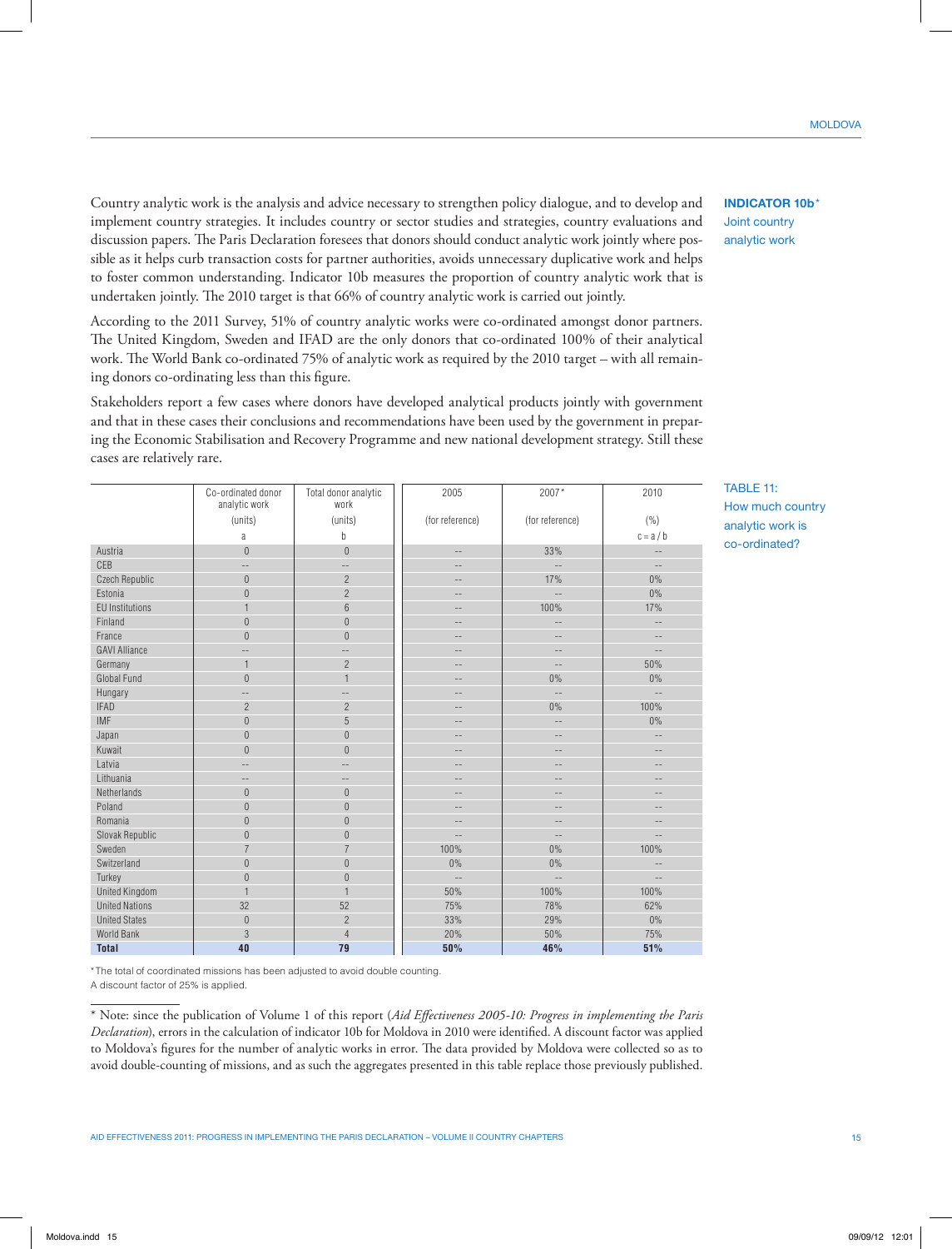**INDICATOR 10b***
Joint country analytic work

Country analytic work is the analysis and advice necessary to strengthen policy dialogue, and to develop and implement country strategies. It includes country or sector studies and strategies, country evaluations and discussion papers. The Paris Declaration foresees that donors should conduct analytic work jointly where possible as it helps curb transaction costs for partner authorities, avoids unnecessary duplicative work and helps to foster common understanding. Indicator 10b measures the proportion of country analytic work that is undertaken jointly. The 2010 target is that 66% of country analytic work is carried out jointly.

According to the 2011 Survey, 51% of country analytic works were co-ordinated amongst donor partners. The United Kingdom, Sweden and IFAD are the only donors that co-ordinated 100% of their analytical work. The World Bank co-ordinated 75% of analytic work as required by the 2010 target – with all remaining donors co-ordinating less than this figure.

Stakeholders report a few cases where donors have developed analytical products jointly with government and that in these cases their conclusions and recommendations have been used by the government in preparing the Economic Stabilisation and Recovery Programme and new national development strategy. Still these cases are relatively rare.

TABLE 11: How much country analytic work is co-ordinated?

| | Co-ordinated donor analytic work (units) a | Total donor analytic work (units) b | 2005 (for reference) | 2007* (for reference) | 2010 (%) c = a / b |
|---|---|---|---|---|---|
| Austria | 0 | 0 | -- | 33% | -- |
| CEB | -- | -- | -- | -- | -- |
| Czech Republic | 0 | 2 | -- | 17% | 0% |
| Estonia | 0 | 2 | -- | -- | 0% |
| EU Institutions | 1 | 6 | -- | 100% | 17% |
| Finland | 0 | 0 | -- | -- | -- |
| France | 0 | 0 | -- | -- | -- |
| GAVI Alliance | -- | -- | -- | -- | -- |
| Germany | 1 | 2 | -- | -- | 50% |
| Global Fund | 0 | 1 | -- | 0% | 0% |
| Hungary | -- | -- | -- | -- | -- |
| IFAD | 2 | 2 | -- | 0% | 100% |
| IMF | 0 | 5 | -- | -- | 0% |
| Japan | 0 | 0 | -- | -- | -- |
| Kuwait | 0 | 0 | -- | -- | -- |
| Latvia | -- | -- | -- | -- | -- |
| Lithuania | -- | -- | -- | -- | -- |
| Netherlands | 0 | 0 | -- | -- | -- |
| Poland | 0 | 0 | -- | -- | -- |
| Romania | 0 | 0 | -- | -- | -- |
| Slovak Republic | 0 | 0 | -- | -- | -- |
| Sweden | 7 | 7 | 100% | 0% | 100% |
| Switzerland | 0 | 0 | 0% | 0% | -- |
| Turkey | 0 | 0 | -- | -- | -- |
| United Kingdom | 1 | 1 | 50% | 100% | 100% |
| United Nations | 32 | 52 | 75% | 78% | 62% |
| United States | 0 | 2 | 33% | 29% | 0% |
| World Bank | 3 | 4 | 20% | 50% | 75% |
| **Total** | **40** | **79** | **50%** | **46%** | **51%** |

* The total of coordinated missions has been adjusted to avoid double counting.
A discount factor of 25% is applied.

* Note: since the publication of Volume 1 of this report (*Aid Effectiveness 2005-10: Progress in implementing the Paris Declaration*), errors in the calculation of indicator 10b for Moldova in 2010 were identified. A discount factor was applied to Moldova's figures for the number of analytic works in error. The data provided by Moldova were collected so as to avoid double-counting of missions, and as such the aggregates presented in this table replace those previously published.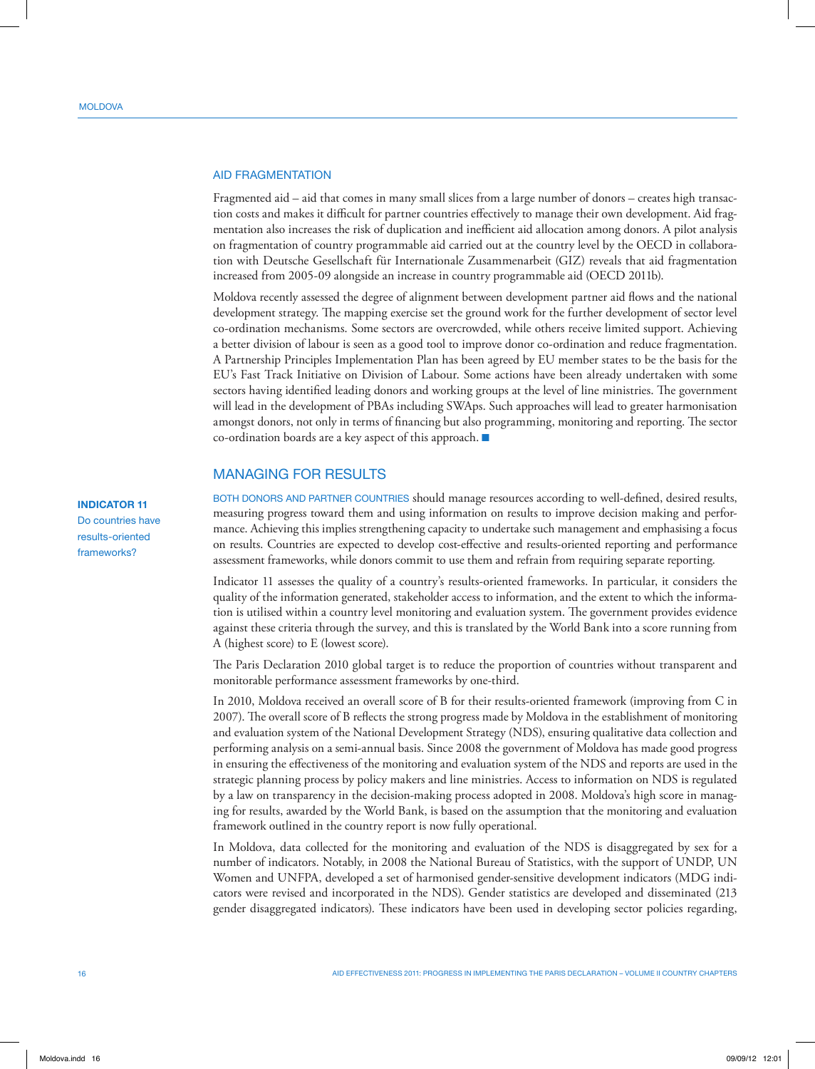## AID FRAGMENTATION

Fragmented aid – aid that comes in many small slices from a large number of donors – creates high transaction costs and makes it difficult for partner countries effectively to manage their own development. Aid fragmentation also increases the risk of duplication and inefficient aid allocation among donors. A pilot analysis on fragmentation of country programmable aid carried out at the country level by the OECD in collaboration with Deutsche Gesellschaft für Internationale Zusammenarbeit (GIZ) reveals that aid fragmentation increased from 2005-09 alongside an increase in country programmable aid (OECD 2011b).

Moldova recently assessed the degree of alignment between development partner aid flows and the national development strategy. The mapping exercise set the ground work for the further development of sector level co-ordination mechanisms. Some sectors are overcrowded, while others receive limited support. Achieving a better division of labour is seen as a good tool to improve donor co-ordination and reduce fragmentation. A Partnership Principles Implementation Plan has been agreed by EU member states to be the basis for the EU's Fast Track Initiative on Division of Labour. Some actions have been already undertaken with some sectors having identified leading donors and working groups at the level of line ministries. The government will lead in the development of PBAs including SWAps. Such approaches will lead to greater harmonisation amongst donors, not only in terms of financing but also programming, monitoring and reporting. The sector co-ordination boards are a key aspect of this approach. ■

## MANAGING FOR RESULTS

**INDICATOR 11**
Do countries have results-oriented frameworks?

BOTH DONORS AND PARTNER COUNTRIES should manage resources according to well-defined, desired results, measuring progress toward them and using information on results to improve decision making and performance. Achieving this implies strengthening capacity to undertake such management and emphasising a focus on results. Countries are expected to develop cost-effective and results-oriented reporting and performance assessment frameworks, while donors commit to use them and refrain from requiring separate reporting.

Indicator 11 assesses the quality of a country's results-oriented frameworks. In particular, it considers the quality of the information generated, stakeholder access to information, and the extent to which the information is utilised within a country level monitoring and evaluation system. The government provides evidence against these criteria through the survey, and this is translated by the World Bank into a score running from A (highest score) to E (lowest score).

The Paris Declaration 2010 global target is to reduce the proportion of countries without transparent and monitorable performance assessment frameworks by one-third.

In 2010, Moldova received an overall score of B for their results-oriented framework (improving from C in 2007). The overall score of B reflects the strong progress made by Moldova in the establishment of monitoring and evaluation system of the National Development Strategy (NDS), ensuring qualitative data collection and performing analysis on a semi-annual basis. Since 2008 the government of Moldova has made good progress in ensuring the effectiveness of the monitoring and evaluation system of the NDS and reports are used in the strategic planning process by policy makers and line ministries. Access to information on NDS is regulated by a law on transparency in the decision-making process adopted in 2008. Moldova's high score in managing for results, awarded by the World Bank, is based on the assumption that the monitoring and evaluation framework outlined in the country report is now fully operational.

In Moldova, data collected for the monitoring and evaluation of the NDS is disaggregated by sex for a number of indicators. Notably, in 2008 the National Bureau of Statistics, with the support of UNDP, UN Women and UNFPA, developed a set of harmonised gender-sensitive development indicators (MDG indicators were revised and incorporated in the NDS). Gender statistics are developed and disseminated (213 gender disaggregated indicators). These indicators have been used in developing sector policies regarding,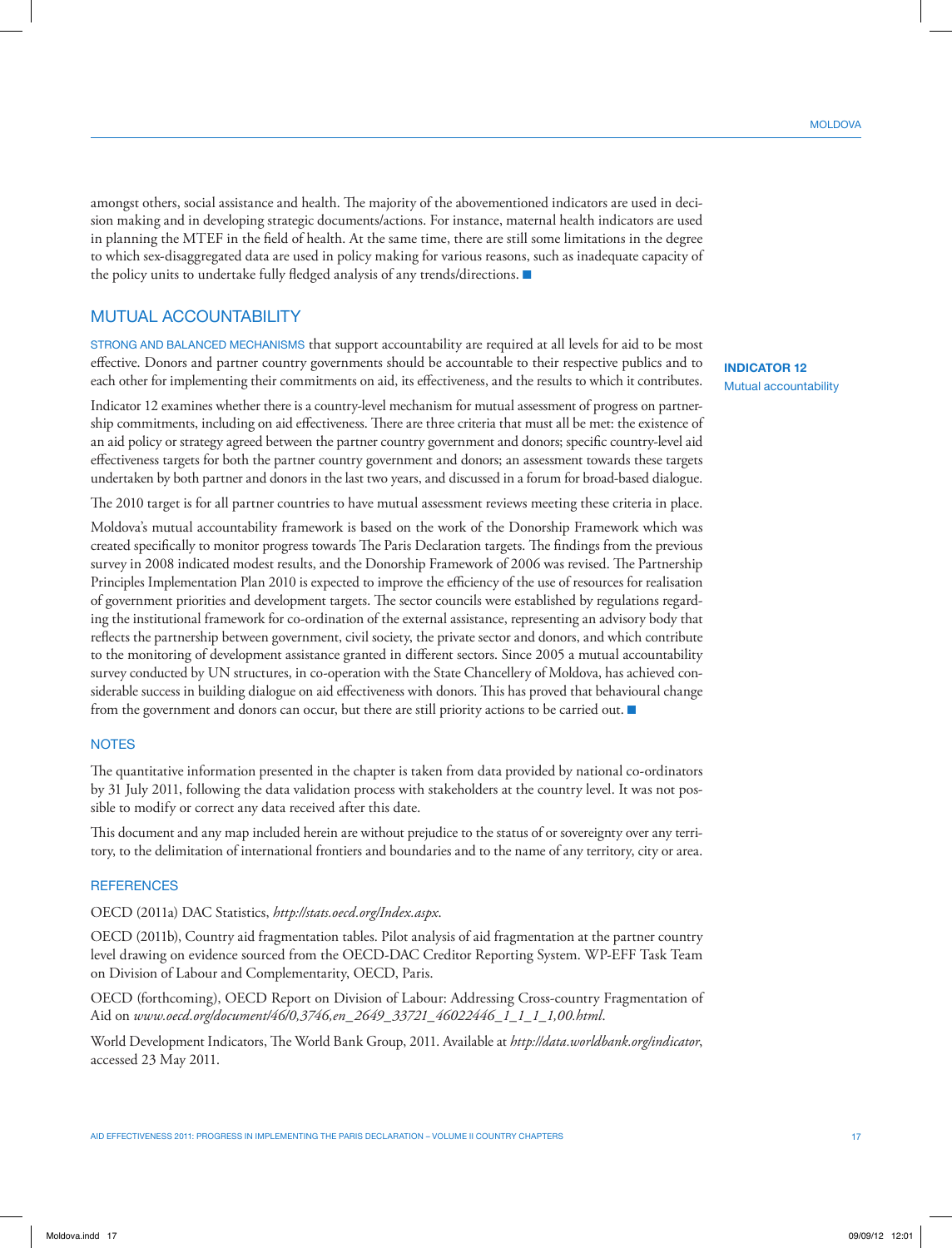amongst others, social assistance and health. The majority of the abovementioned indicators are used in decision making and in developing strategic documents/actions. For instance, maternal health indicators are used in planning the MTEF in the field of health. At the same time, there are still some limitations in the degree to which sex-disaggregated data are used in policy making for various reasons, such as inadequate capacity of the policy units to undertake fully fledged analysis of any trends/directions. ■

## MUTUAL ACCOUNTABILITY

**INDICATOR 12**
Mutual accountability

STRONG AND BALANCED MECHANISMS that support accountability are required at all levels for aid to be most effective. Donors and partner country governments should be accountable to their respective publics and to each other for implementing their commitments on aid, its effectiveness, and the results to which it contributes.

Indicator 12 examines whether there is a country-level mechanism for mutual assessment of progress on partnership commitments, including on aid effectiveness. There are three criteria that must all be met: the existence of an aid policy or strategy agreed between the partner country government and donors; specific country-level aid effectiveness targets for both the partner country government and donors; an assessment towards these targets undertaken by both partner and donors in the last two years, and discussed in a forum for broad-based dialogue.

The 2010 target is for all partner countries to have mutual assessment reviews meeting these criteria in place.

Moldova's mutual accountability framework is based on the work of the Donorship Framework which was created specifically to monitor progress towards The Paris Declaration targets. The findings from the previous survey in 2008 indicated modest results, and the Donorship Framework of 2006 was revised. The Partnership Principles Implementation Plan 2010 is expected to improve the efficiency of the use of resources for realisation of government priorities and development targets. The sector councils were established by regulations regarding the institutional framework for co-ordination of the external assistance, representing an advisory body that reflects the partnership between government, civil society, the private sector and donors, and which contribute to the monitoring of development assistance granted in different sectors. Since 2005 a mutual accountability survey conducted by UN structures, in co-operation with the State Chancellery of Moldova, has achieved considerable success in building dialogue on aid effectiveness with donors. This has proved that behavioural change from the government and donors can occur, but there are still priority actions to be carried out. ■

### NOTES

The quantitative information presented in the chapter is taken from data provided by national co-ordinators by 31 July 2011, following the data validation process with stakeholders at the country level. It was not possible to modify or correct any data received after this date.

This document and any map included herein are without prejudice to the status of or sovereignty over any territory, to the delimitation of international frontiers and boundaries and to the name of any territory, city or area.

### REFERENCES

OECD (2011a) DAC Statistics, *http://stats.oecd.org/Index.aspx*.

OECD (2011b), Country aid fragmentation tables. Pilot analysis of aid fragmentation at the partner country level drawing on evidence sourced from the OECD-DAC Creditor Reporting System. WP-EFF Task Team on Division of Labour and Complementarity, OECD, Paris.

OECD (forthcoming), OECD Report on Division of Labour: Addressing Cross-country Fragmentation of Aid on *www.oecd.org/document/46/0,3746,en_2649_33721_46022446_1_1_1_1,00.html*.

World Development Indicators, The World Bank Group, 2011. Available at *http://data.worldbank.org/indicator*, accessed 23 May 2011.